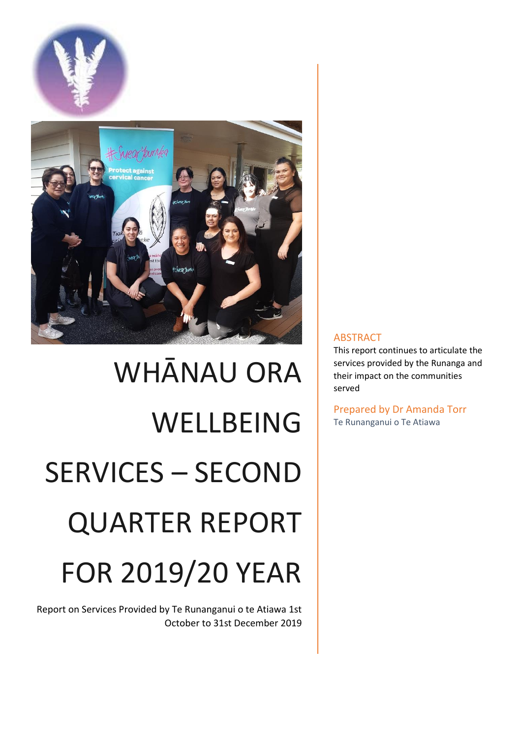# WHĀNAU ORA WELLBEING SERVICES – SECOND QUARTER REPORT FOR 2019/20 YEAR

Report on Services Provided by Te Runanganui o te Atiawa 1st October to 31st December 2019

## ABSTRACT

This report continues to articulate the services provided by the Runanga and their impact on the communities served

Prepared by Dr Amanda Torr
Te Runanganui o Te Atiawa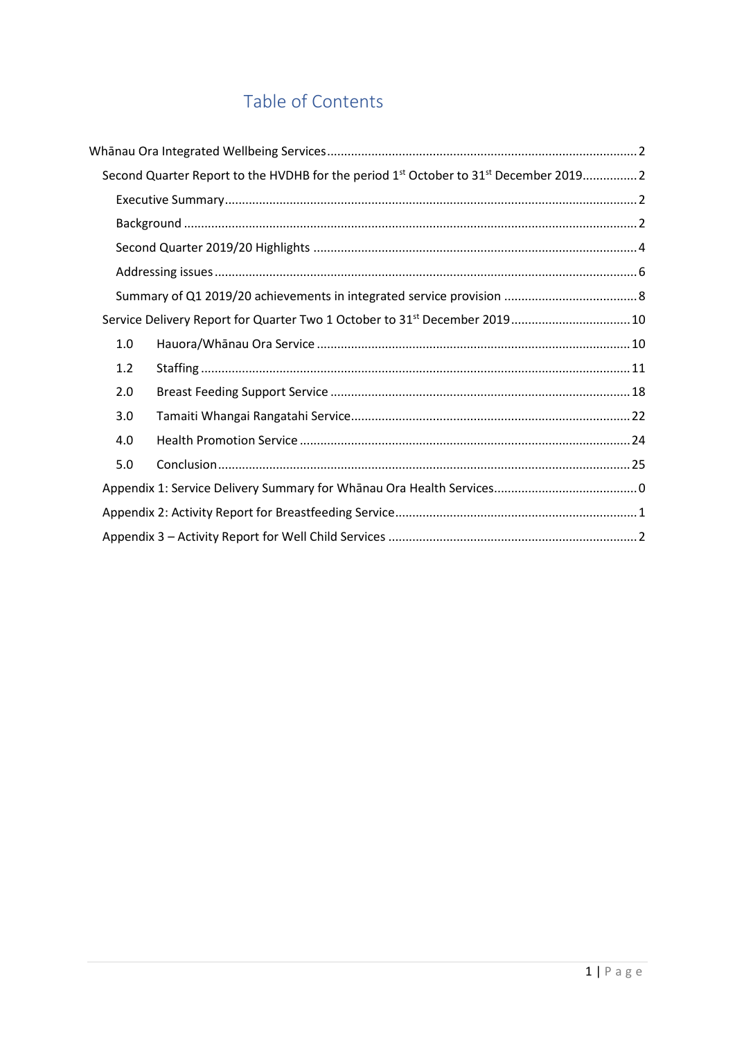# Table of Contents

- Whānau Ora Integrated Wellbeing Services .......... 2
  - Second Quarter Report to the HVDHB for the period 1st October to 31st December 2019 .......... 2
    - Executive Summary .......... 2
    - Background .......... 2
    - Second Quarter 2019/20 Highlights .......... 4
    - Addressing issues .......... 6
    - Summary of Q1 2019/20 achievements in integrated service provision .......... 8
  - Service Delivery Report for Quarter Two 1 October to 31st December 2019 .......... 10
    - 1.0 Hauora/Whānau Ora Service .......... 10
    - 1.2 Staffing .......... 11
    - 2.0 Breast Feeding Support Service .......... 18
    - 3.0 Tamaiti Whangai Rangatahi Service .......... 22
    - 4.0 Health Promotion Service .......... 24
    - 5.0 Conclusion .......... 25
  - Appendix 1: Service Delivery Summary for Whānau Ora Health Services .......... 0
  - Appendix 2: Activity Report for Breastfeeding Service .......... 1
  - Appendix 3 – Activity Report for Well Child Services .......... 2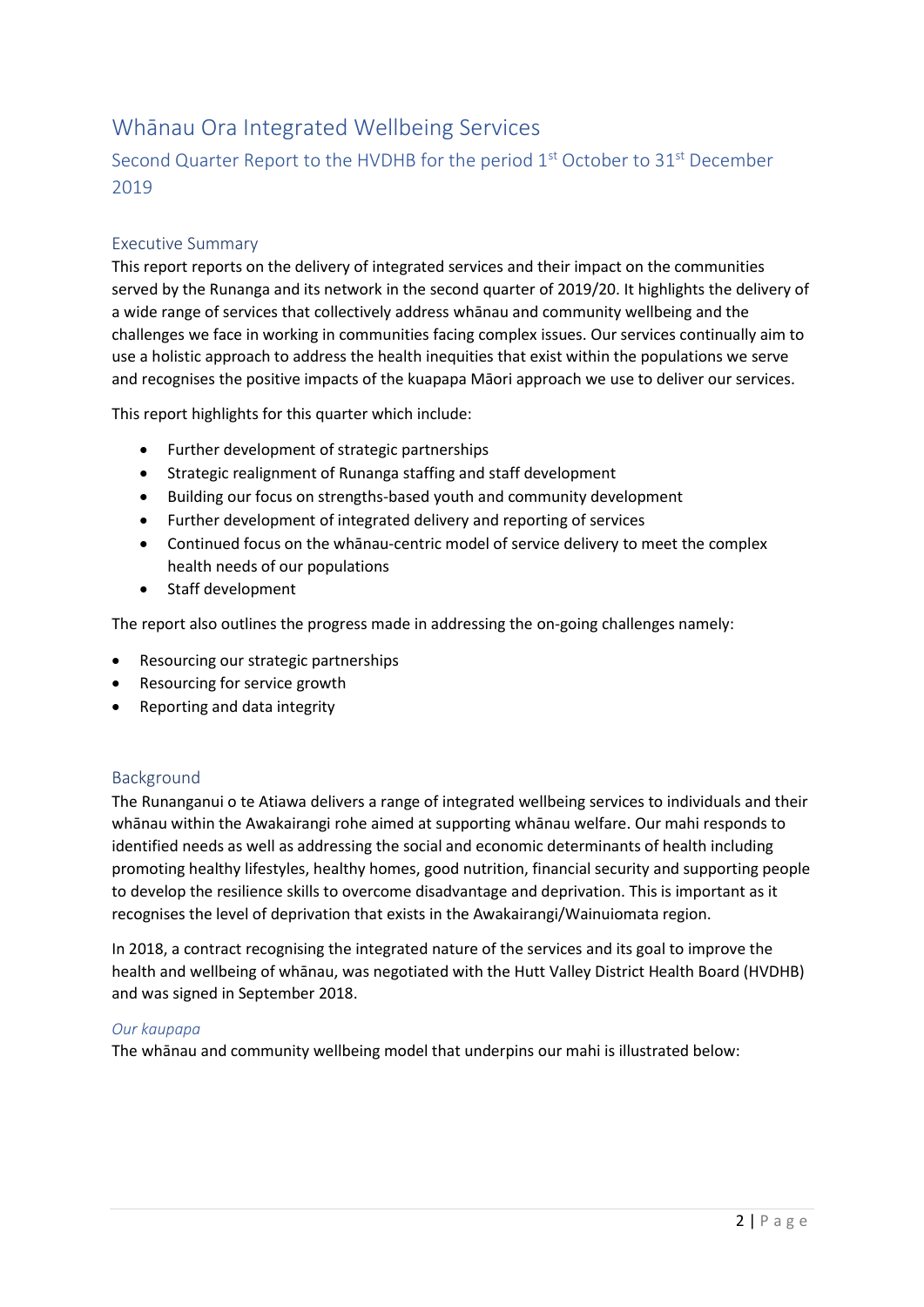# Whānau Ora Integrated Wellbeing Services

## Second Quarter Report to the HVDHB for the period 1st October to 31st December 2019

### Executive Summary

This report reports on the delivery of integrated services and their impact on the communities served by the Runanga and its network in the second quarter of 2019/20. It highlights the delivery of a wide range of services that collectively address whānau and community wellbeing and the challenges we face in working in communities facing complex issues. Our services continually aim to use a holistic approach to address the health inequities that exist within the populations we serve and recognises the positive impacts of the kuapapa Māori approach we use to deliver our services.

This report highlights for this quarter which include:

- Further development of strategic partnerships
- Strategic realignment of Runanga staffing and staff development
- Building our focus on strengths-based youth and community development
- Further development of integrated delivery and reporting of services
- Continued focus on the whānau-centric model of service delivery to meet the complex health needs of our populations
- Staff development

The report also outlines the progress made in addressing the on-going challenges namely:

- Resourcing our strategic partnerships
- Resourcing for service growth
- Reporting and data integrity

### Background

The Runanganui o te Atiawa delivers a range of integrated wellbeing services to individuals and their whānau within the Awakairangi rohe aimed at supporting whānau welfare. Our mahi responds to identified needs as well as addressing the social and economic determinants of health including promoting healthy lifestyles, healthy homes, good nutrition, financial security and supporting people to develop the resilience skills to overcome disadvantage and deprivation. This is important as it recognises the level of deprivation that exists in the Awakairangi/Wainuiomata region.

In 2018, a contract recognising the integrated nature of the services and its goal to improve the health and wellbeing of whānau, was negotiated with the Hutt Valley District Health Board (HVDHB) and was signed in September 2018.

#### *Our kaupapa*

The whānau and community wellbeing model that underpins our mahi is illustrated below: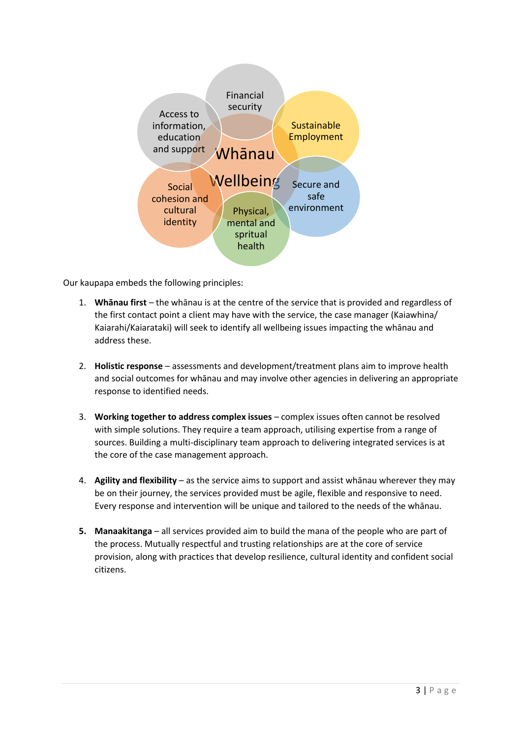Whānau Wellbeing

- Financial security
- Sustainable Employment
- Secure and safe environment
- Physical, mental and spritual health
- Social cohesion and cultural identity
- Access to information, education and support

Our kaupapa embeds the following principles:

1. **Whānau first** – the whānau is at the centre of the service that is provided and regardless of the first contact point a client may have with the service, the case manager (Kaiawhina/ Kaiarahi/Kaiarataki) will seek to identify all wellbeing issues impacting the whānau and address these.

2. **Holistic response** – assessments and development/treatment plans aim to improve health and social outcomes for whānau and may involve other agencies in delivering an appropriate response to identified needs.

3. **Working together to address complex issues** – complex issues often cannot be resolved with simple solutions. They require a team approach, utilising expertise from a range of sources. Building a multi-disciplinary team approach to delivering integrated services is at the core of the case management approach.

4. **Agility and flexibility** – as the service aims to support and assist whānau wherever they may be on their journey, the services provided must be agile, flexible and responsive to need. Every response and intervention will be unique and tailored to the needs of the whānau.

5. **Manaakitanga** – all services provided aim to build the mana of the people who are part of the process. Mutually respectful and trusting relationships are at the core of service provision, along with practices that develop resilience, cultural identity and confident social citizens.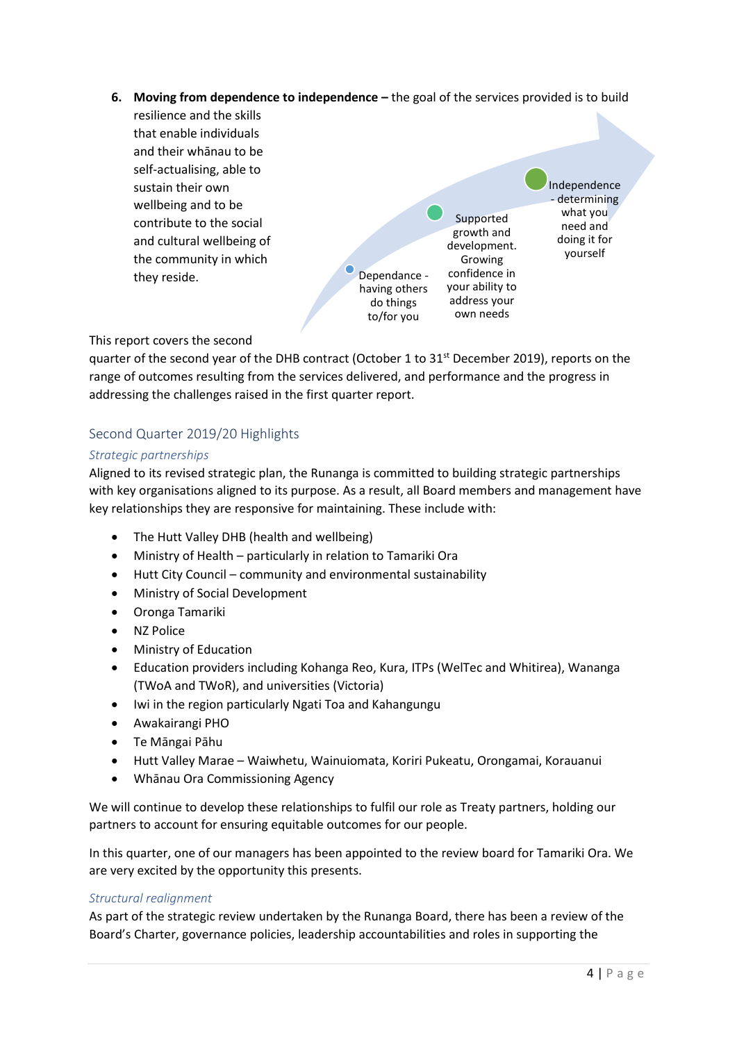6. **Moving from dependence to independence –** the goal of the services provided is to build resilience and the skills that enable individuals and their whānau to be self-actualising, able to sustain their own wellbeing and to be contribute to the social and cultural wellbeing of the community in which they reside.

Dependance - having others do things to/for you

Supported growth and development. Growing confidence in your ability to address your own needs

Independence - determining what you need and doing it for yourself

This report covers the second quarter of the second year of the DHB contract (October 1 to 31st December 2019), reports on the range of outcomes resulting from the services delivered, and performance and the progress in addressing the challenges raised in the first quarter report.

## Second Quarter 2019/20 Highlights

### *Strategic partnerships*

Aligned to its revised strategic plan, the Runanga is committed to building strategic partnerships with key organisations aligned to its purpose. As a result, all Board members and management have key relationships they are responsive for maintaining. These include with:

- The Hutt Valley DHB (health and wellbeing)
- Ministry of Health – particularly in relation to Tamariki Ora
- Hutt City Council – community and environmental sustainability
- Ministry of Social Development
- Oronga Tamariki
- NZ Police
- Ministry of Education
- Education providers including Kohanga Reo, Kura, ITPs (WelTec and Whitirea), Wananga (TWoA and TWoR), and universities (Victoria)
- Iwi in the region particularly Ngati Toa and Kahangungu
- Awakairangi PHO
- Te Māngai Pāhu
- Hutt Valley Marae – Waiwhetu, Wainuiomata, Koriri Pukeatu, Orongamai, Korauanui
- Whānau Ora Commissioning Agency

We will continue to develop these relationships to fulfil our role as Treaty partners, holding our partners to account for ensuring equitable outcomes for our people.

In this quarter, one of our managers has been appointed to the review board for Tamariki Ora. We are very excited by the opportunity this presents.

### *Structural realignment*

As part of the strategic review undertaken by the Runanga Board, there has been a review of the Board's Charter, governance policies, leadership accountabilities and roles in supporting the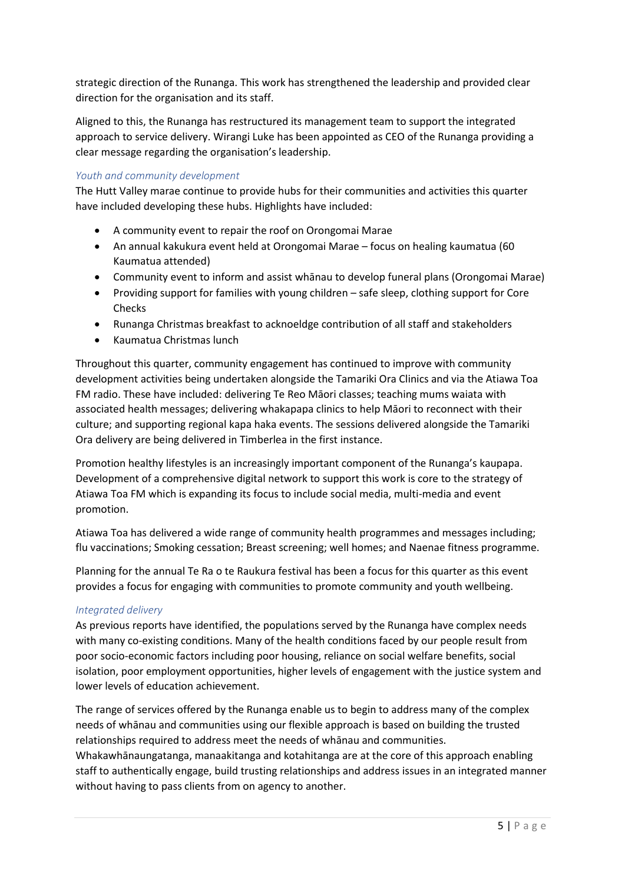strategic direction of the Runanga. This work has strengthened the leadership and provided clear direction for the organisation and its staff.

Aligned to this, the Runanga has restructured its management team to support the integrated approach to service delivery. Wirangi Luke has been appointed as CEO of the Runanga providing a clear message regarding the organisation's leadership.

### *Youth and community development*

The Hutt Valley marae continue to provide hubs for their communities and activities this quarter have included developing these hubs. Highlights have included:

- A community event to repair the roof on Orongomai Marae
- An annual kakukura event held at Orongomai Marae – focus on healing kaumatua (60 Kaumatua attended)
- Community event to inform and assist whānau to develop funeral plans (Orongomai Marae)
- Providing support for families with young children – safe sleep, clothing support for Core Checks
- Runanga Christmas breakfast to acknoeldge contribution of all staff and stakeholders
- Kaumatua Christmas lunch

Throughout this quarter, community engagement has continued to improve with community development activities being undertaken alongside the Tamariki Ora Clinics and via the Atiawa Toa FM radio. These have included: delivering Te Reo Māori classes; teaching mums waiata with associated health messages; delivering whakapapa clinics to help Māori to reconnect with their culture; and supporting regional kapa haka events. The sessions delivered alongside the Tamariki Ora delivery are being delivered in Timberlea in the first instance.

Promotion healthy lifestyles is an increasingly important component of the Runanga's kaupapa. Development of a comprehensive digital network to support this work is core to the strategy of Atiawa Toa FM which is expanding its focus to include social media, multi-media and event promotion.

Atiawa Toa has delivered a wide range of community health programmes and messages including; flu vaccinations; Smoking cessation; Breast screening; well homes; and Naenae fitness programme.

Planning for the annual Te Ra o te Raukura festival has been a focus for this quarter as this event provides a focus for engaging with communities to promote community and youth wellbeing.

### *Integrated delivery*

As previous reports have identified, the populations served by the Runanga have complex needs with many co-existing conditions. Many of the health conditions faced by our people result from poor socio-economic factors including poor housing, reliance on social welfare benefits, social isolation, poor employment opportunities, higher levels of engagement with the justice system and lower levels of education achievement.

The range of services offered by the Runanga enable us to begin to address many of the complex needs of whānau and communities using our flexible approach is based on building the trusted relationships required to address meet the needs of whānau and communities. Whakawhānaungatanga, manaakitanga and kotahitanga are at the core of this approach enabling staff to authentically engage, build trusting relationships and address issues in an integrated manner without having to pass clients from on agency to another.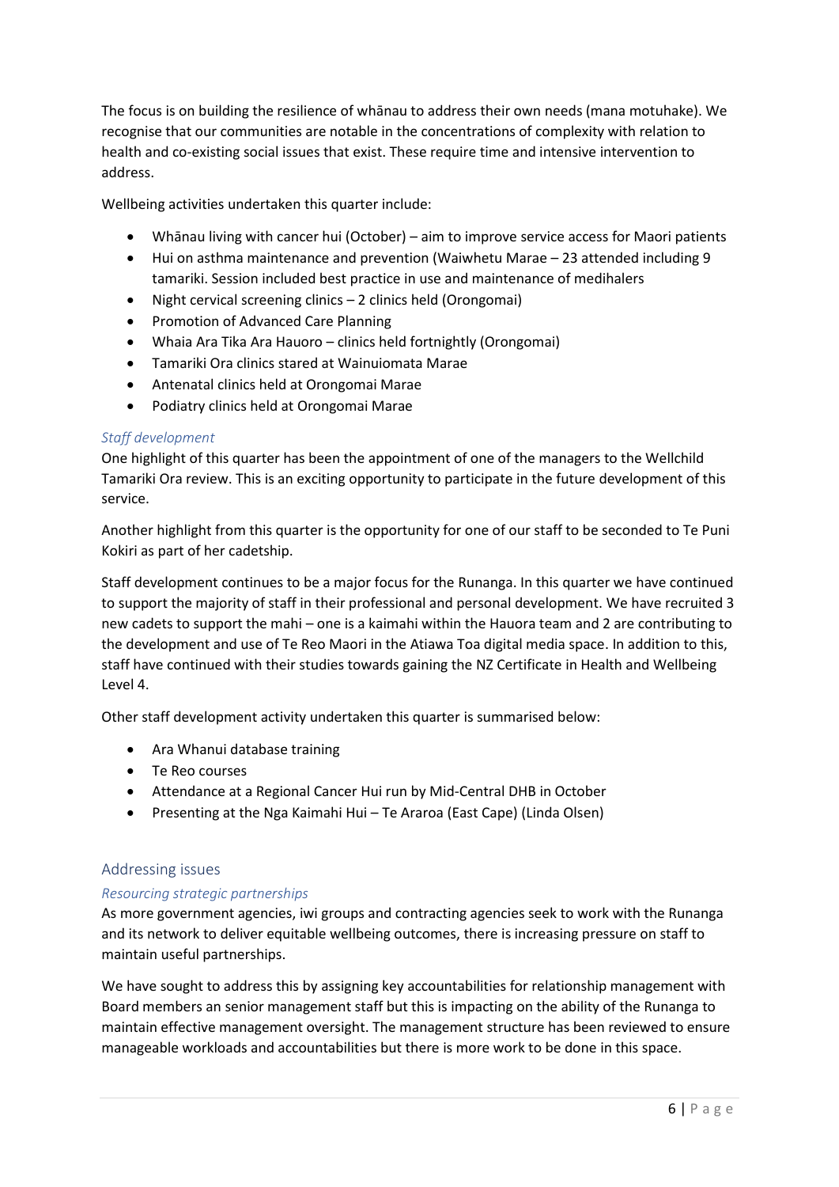The focus is on building the resilience of whānau to address their own needs (mana motuhake). We recognise that our communities are notable in the concentrations of complexity with relation to health and co-existing social issues that exist. These require time and intensive intervention to address.

Wellbeing activities undertaken this quarter include:

- Whānau living with cancer hui (October) – aim to improve service access for Maori patients
- Hui on asthma maintenance and prevention (Waiwhetu Marae – 23 attended including 9 tamariki. Session included best practice in use and maintenance of medihalers
- Night cervical screening clinics – 2 clinics held (Orongomai)
- Promotion of Advanced Care Planning
- Whaia Ara Tika Ara Hauoro – clinics held fortnightly (Orongomai)
- Tamariki Ora clinics stared at Wainuiomata Marae
- Antenatal clinics held at Orongomai Marae
- Podiatry clinics held at Orongomai Marae

### *Staff development*

One highlight of this quarter has been the appointment of one of the managers to the Wellchild Tamariki Ora review. This is an exciting opportunity to participate in the future development of this service.

Another highlight from this quarter is the opportunity for one of our staff to be seconded to Te Puni Kokiri as part of her cadetship.

Staff development continues to be a major focus for the Runanga. In this quarter we have continued to support the majority of staff in their professional and personal development. We have recruited 3 new cadets to support the mahi – one is a kaimahi within the Hauora team and 2 are contributing to the development and use of Te Reo Maori in the Atiawa Toa digital media space. In addition to this, staff have continued with their studies towards gaining the NZ Certificate in Health and Wellbeing Level 4.

Other staff development activity undertaken this quarter is summarised below:

- Ara Whanui database training
- Te Reo courses
- Attendance at a Regional Cancer Hui run by Mid-Central DHB in October
- Presenting at the Nga Kaimahi Hui – Te Araroa (East Cape) (Linda Olsen)

## Addressing issues

### *Resourcing strategic partnerships*

As more government agencies, iwi groups and contracting agencies seek to work with the Runanga and its network to deliver equitable wellbeing outcomes, there is increasing pressure on staff to maintain useful partnerships.

We have sought to address this by assigning key accountabilities for relationship management with Board members an senior management staff but this is impacting on the ability of the Runanga to maintain effective management oversight. The management structure has been reviewed to ensure manageable workloads and accountabilities but there is more work to be done in this space.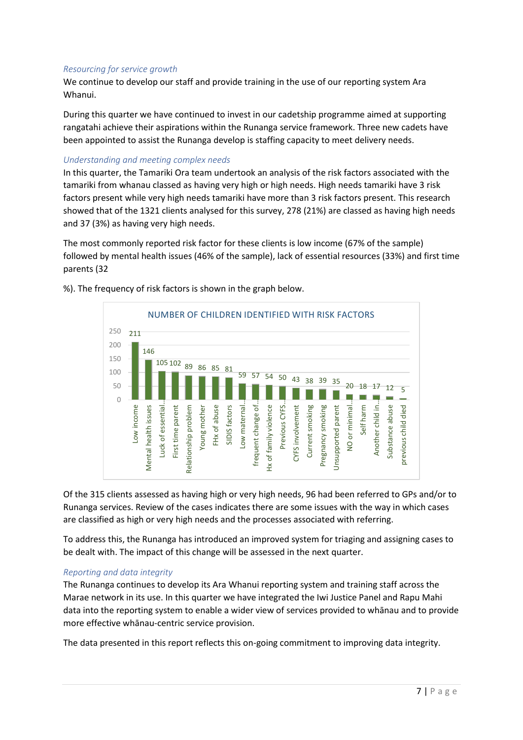*Resourcing for service growth*

We continue to develop our staff and provide training in the use of our reporting system Ara Whanui.

During this quarter we have continued to invest in our cadetship programme aimed at supporting rangatahi achieve their aspirations within the Runanga service framework. Three new cadets have been appointed to assist the Runanga develop is staffing capacity to meet delivery needs.

*Understanding and meeting complex needs*

In this quarter, the Tamariki Ora team undertook an analysis of the risk factors associated with the tamariki from whanau classed as having very high or high needs. High needs tamariki have 3 risk factors present while very high needs tamariki have more than 3 risk factors present. This research showed that of the 1321 clients analysed for this survey, 278 (21%) are classed as having high needs and 37 (3%) as having very high needs.

The most commonly reported risk factor for these clients is low income (67% of the sample) followed by mental health issues (46% of the sample), lack of essential resources (33%) and first time parents (32

%). The frequency of risk factors is shown in the graph below.

**NUMBER OF CHILDREN IDENTIFIED WITH RISK FACTORS**

| Risk factor | Number |
|---|---|
| Low income | 211 |
| Mental health issues | 146 |
| Luck of essential... | 105 |
| First time parent | 102 |
| Relationship problem | 89 |
| Young mother | 86 |
| FHx of abuse | 85 |
| SIDIS factors | 81 |
| Low maternal... | 59 |
| frequent change of... | 57 |
| Hx of family violence | 54 |
| Previous CYFS... | 50 |
| CYFS involvement | 43 |
| Current smoking | 38 |
| Pregnancy smoking | 39 |
| Unsupported parent | 35 |
| NO or minimal... | 20 |
| Self harm | 18 |
| Another child in... | 17 |
| Substance abuse | 12 |
| previous child died | 5 |

Of the 315 clients assessed as having high or very high needs, 96 had been referred to GPs and/or to Runanga services. Review of the cases indicates there are some issues with the way in which cases are classified as high or very high needs and the processes associated with referring.

To address this, the Runanga has introduced an improved system for triaging and assigning cases to be dealt with. The impact of this change will be assessed in the next quarter.

*Reporting and data integrity*

The Runanga continues to develop its Ara Whanui reporting system and training staff across the Marae network in its use. In this quarter we have integrated the Iwi Justice Panel and Rapu Mahi data into the reporting system to enable a wider view of services provided to whānau and to provide more effective whānau-centric service provision.

The data presented in this report reflects this on-going commitment to improving data integrity.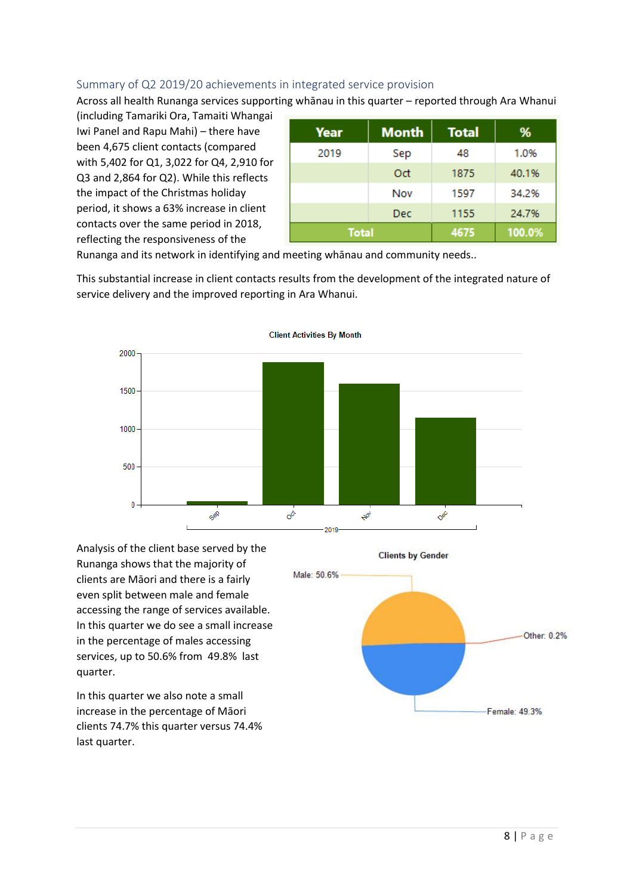## Summary of Q2 2019/20 achievements in integrated service provision

Across all health Runanga services supporting whānau in this quarter – reported through Ara Whanui (including Tamariki Ora, Tamaiti Whangai Iwi Panel and Rapu Mahi) – there have been 4,675 client contacts (compared with 5,402 for Q1, 3,022 for Q4, 2,910 for Q3 and 2,864 for Q2). While this reflects the impact of the Christmas holiday period, it shows a 63% increase in client contacts over the same period in 2018, reflecting the responsiveness of the Runanga and its network in identifying and meeting whānau and community needs..

| Year | Month | Total | % |
|---|---|---|---|
| 2019 | Sep | 48 | 1.0% |
| | Oct | 1875 | 40.1% |
| | Nov | 1597 | 34.2% |
| | Dec | 1155 | 24.7% |
| Total | | 4675 | 100.0% |

This substantial increase in client contacts results from the development of the integrated nature of service delivery and the improved reporting in Ara Whanui.

Client Activities By Month

Analysis of the client base served by the Runanga shows that the majority of clients are Māori and there is a fairly even split between male and female accessing the range of services available. In this quarter we do see a small increase in the percentage of males accessing services, up to 50.6% from 49.8% last quarter.

In this quarter we also note a small increase in the percentage of Māori clients 74.7% this quarter versus 74.4% last quarter.

Clients by Gender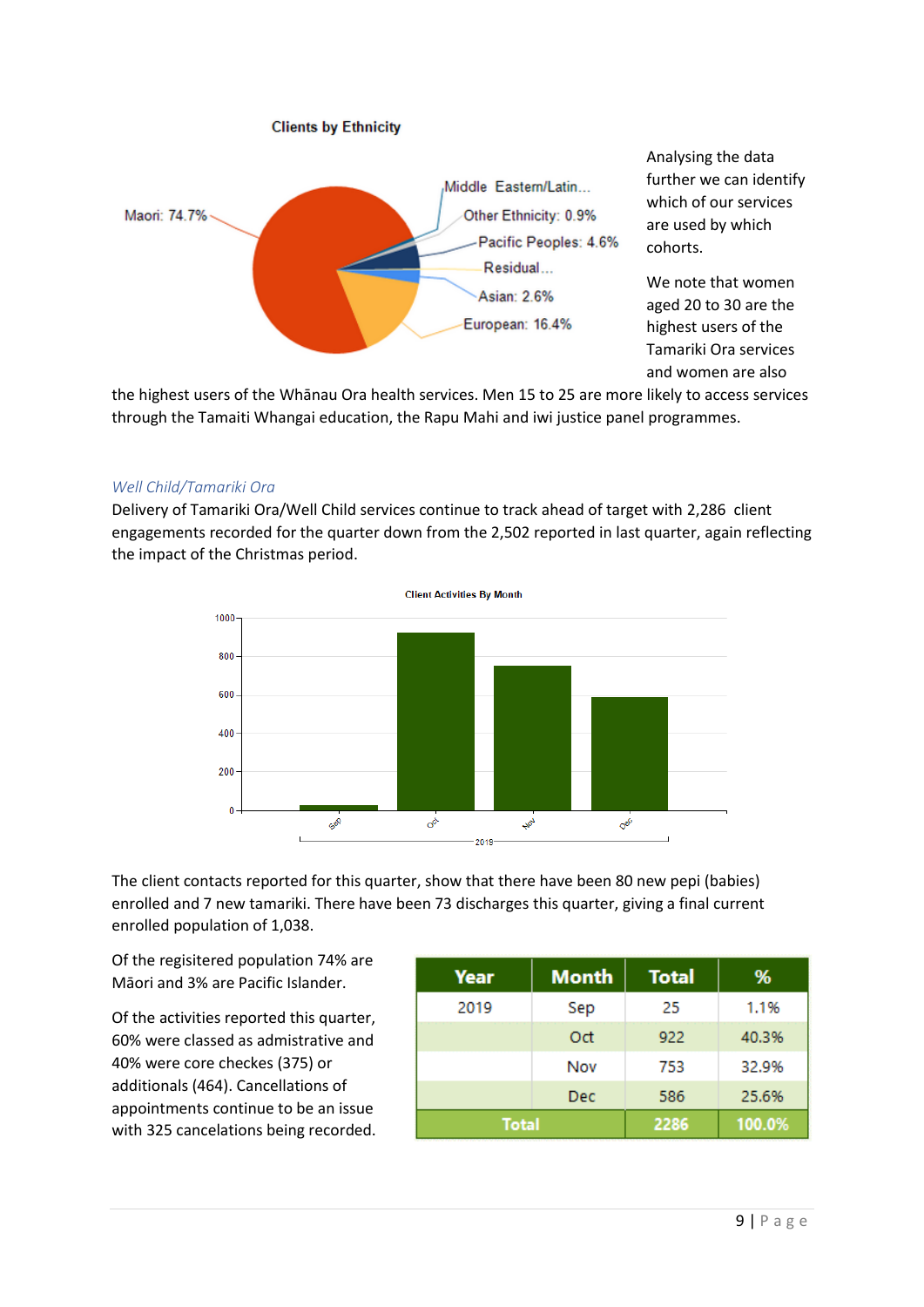**Clients by Ethnicity**

Maori: 74.7%
Middle Eastern/Latin...
Other Ethnicity: 0.9%
Pacific Peoples: 4.6%
Residual...
Asian: 2.6%
European: 16.4%

Analysing the data further we can identify which of our services are used by which cohorts.

We note that women aged 20 to 30 are the highest users of the Tamariki Ora services and women are also the highest users of the Whānau Ora health services. Men 15 to 25 are more likely to access services through the Tamaiti Whangai education, the Rapu Mahi and iwi justice panel programmes.

### *Well Child/Tamariki Ora*

Delivery of Tamariki Ora/Well Child services continue to track ahead of target with 2,286 client engagements recorded for the quarter down from the 2,502 reported in last quarter, again reflecting the impact of the Christmas period.

**Client Activities By Month**

The client contacts reported for this quarter, show that there have been 80 new pepi (babies) enrolled and 7 new tamariki. There have been 73 discharges this quarter, giving a final current enrolled population of 1,038.

Of the regisitered population 74% are Māori and 3% are Pacific Islander.

Of the activities reported this quarter, 60% were classed as admistrative and 40% were core checks (375) or additionals (464). Cancellations of appointments continue to be an issue with 325 cancelations being recorded.

| Year | Month | Total | % |
|---|---|---|---|
| 2019 | Sep | 25 | 1.1% |
| | Oct | 922 | 40.3% |
| | Nov | 753 | 32.9% |
| | Dec | 586 | 25.6% |
| Total | | 2286 | 100.0% |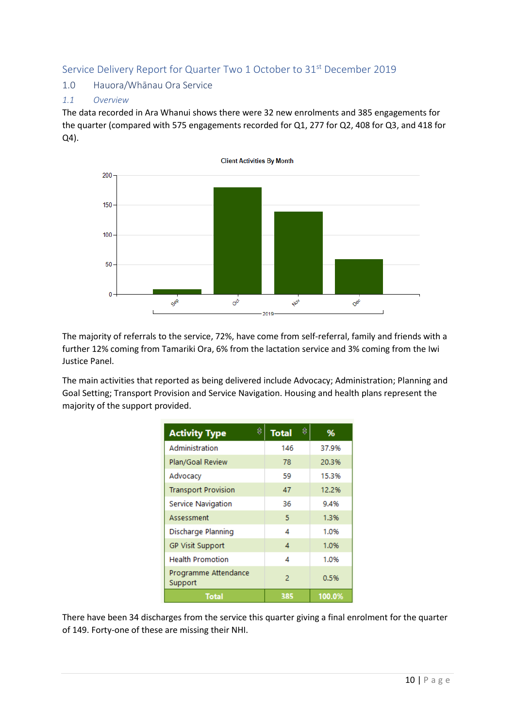# Service Delivery Report for Quarter Two 1 October to 31st December 2019

## 1.0 Hauora/Whānau Ora Service

### *1.1 Overview*

The data recorded in Ara Whanui shows there were 32 new enrolments and 385 engagements for the quarter (compared with 575 engagements recorded for Q1, 277 for Q2, 408 for Q3, and 418 for Q4).

The majority of referrals to the service, 72%, have come from self-referral, family and friends with a further 12% coming from Tamariki Ora, 6% from the lactation service and 3% coming from the Iwi Justice Panel.

The main activities that reported as being delivered include Advocacy; Administration; Planning and Goal Setting; Transport Provision and Service Navigation. Housing and health plans represent the majority of the support provided.

| Activity Type | Total | % |
|---|---|---|
| Administration | 146 | 37.9% |
| Plan/Goal Review | 78 | 20.3% |
| Advocacy | 59 | 15.3% |
| Transport Provision | 47 | 12.2% |
| Service Navigation | 36 | 9.4% |
| Assessment | 5 | 1.3% |
| Discharge Planning | 4 | 1.0% |
| GP Visit Support | 4 | 1.0% |
| Health Promotion | 4 | 1.0% |
| Programme Attendance Support | 2 | 0.5% |
| **Total** | **385** | **100.0%** |

There have been 34 discharges from the service this quarter giving a final enrolment for the quarter of 149. Forty-one of these are missing their NHI.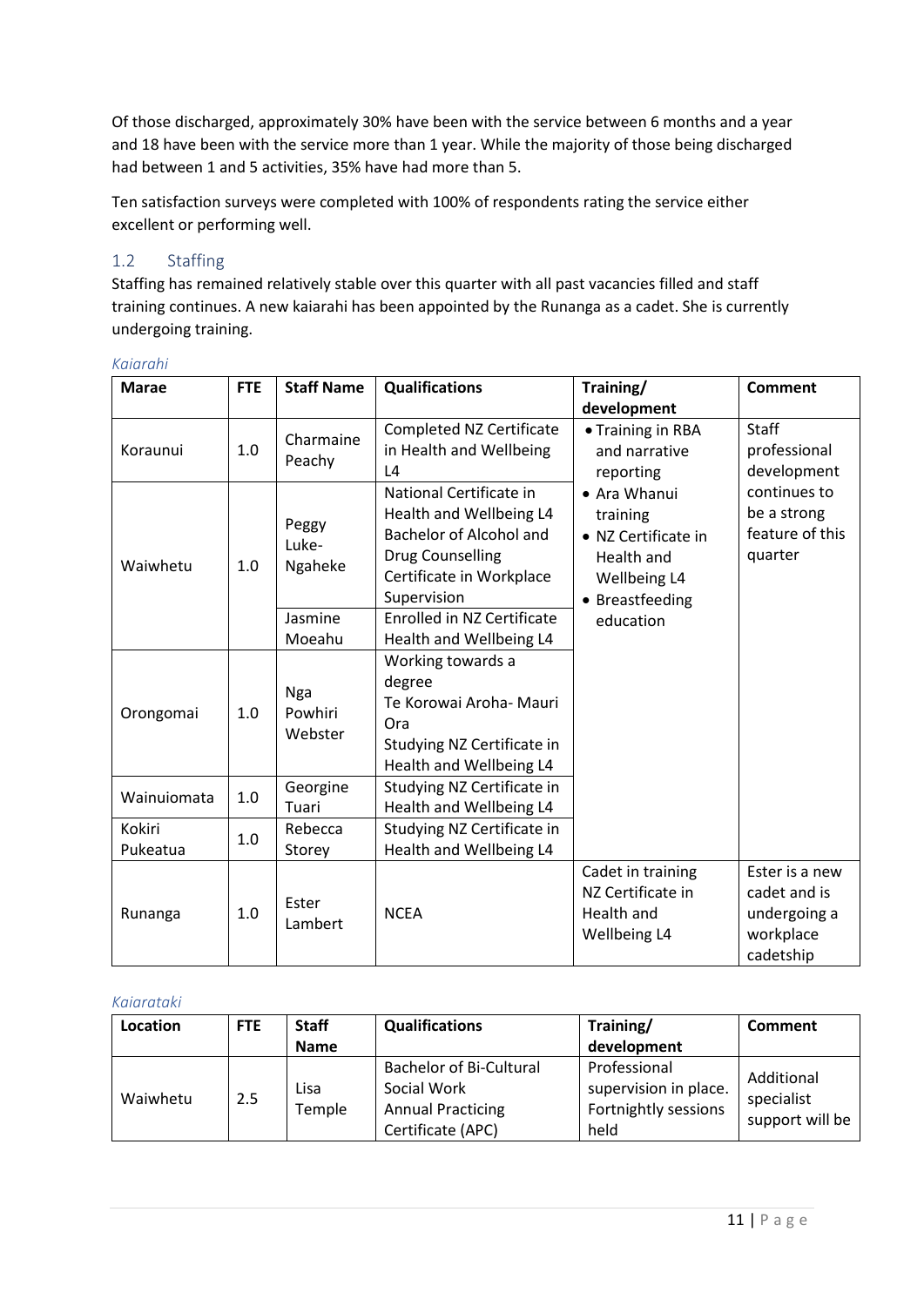Of those discharged, approximately 30% have been with the service between 6 months and a year and 18 have been with the service more than 1 year. While the majority of those being discharged had between 1 and 5 activities, 35% have had more than 5.

Ten satisfaction surveys were completed with 100% of respondents rating the service either excellent or performing well.

## 1.2 Staffing

Staffing has remained relatively stable over this quarter with all past vacancies filled and staff training continues. A new kaiarahi has been appointed by the Runanga as a cadet. She is currently undergoing training.

*Kaiarahi*

| Marae | FTE | Staff Name | Qualifications | Training/ development | Comment |
|---|---|---|---|---|---|
| Koraunui | 1.0 | Charmaine Peachy | Completed NZ Certificate in Health and Wellbeing L4 | • Training in RBA and narrative reporting<br>• Ara Whanui training<br>• NZ Certificate in Health and Wellbeing L4<br>• Breastfeeding education | Staff professional development continues to be a strong feature of this quarter |
| Waiwhetu | 1.0 | Peggy Luke-Ngaheke | National Certificate in Health and Wellbeing L4<br>Bachelor of Alcohol and Drug Counselling<br>Certificate in Workplace Supervision | | |
| | | Jasmine Moeahu | Enrolled in NZ Certificate Health and Wellbeing L4 | | |
| Orongomai | 1.0 | Nga Powhiri Webster | Working towards a degree<br>Te Korowai Aroha- Mauri Ora<br>Studying NZ Certificate in Health and Wellbeing L4 | | |
| Wainuiomata | 1.0 | Georgine Tuari | Studying NZ Certificate in Health and Wellbeing L4 | | |
| Kokiri Pukeatua | 1.0 | Rebecca Storey | Studying NZ Certificate in Health and Wellbeing L4 | | |
| Runanga | 1.0 | Ester Lambert | NCEA | Cadet in training NZ Certificate in Health and Wellbeing L4 | Ester is a new cadet and is undergoing a workplace cadetship |

*Kaiarataki*

| Location | FTE | Staff Name | Qualifications | Training/ development | Comment |
|---|---|---|---|---|---|
| Waiwhetu | 2.5 | Lisa Temple | Bachelor of Bi-Cultural Social Work<br>Annual Practicing Certificate (APC) | Professional supervision in place. Fortnightly sessions held | Additional specialist support will be |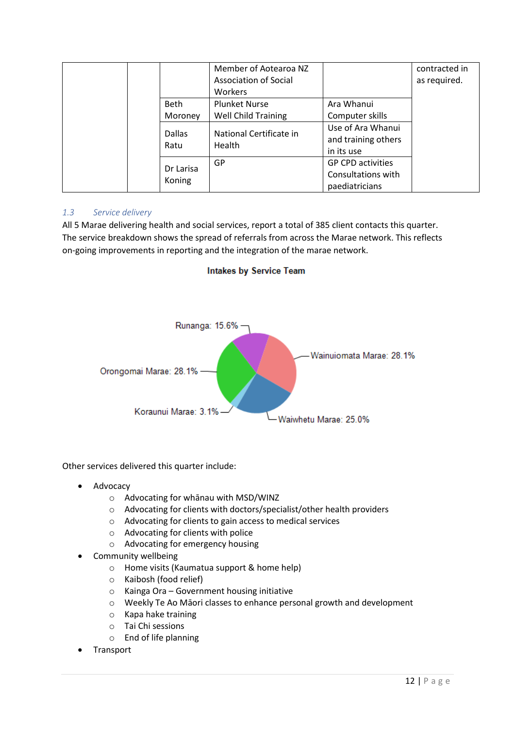| | | | Member of Aotearoa NZ Association of Social Workers | | contracted in as required. |
|---|---|---|---|---|---|
| | | Beth Moroney | Plunket Nurse Well Child Training | Ara Whanui Computer skills | |
| | | Dallas Ratu | National Certificate in Health | Use of Ara Whanui and training others in its use | |
| | | Dr Larisa Koning | GP | GP CPD activities Consultations with paediatricians | |

### *1.3 Service delivery*

All 5 Marae delivering health and social services, report a total of 385 client contacts this quarter. The service breakdown shows the spread of referrals from across the Marae network. This reflects on-going improvements in reporting and the integration of the marae network.

**Intakes by Service Team**

- Runanga: 15.6%
- Wainuiomata Marae: 28.1%
- Orongomai Marae: 28.1%
- Koraunui Marae: 3.1%
- Waiwhetu Marae: 25.0%

Other services delivered this quarter include:

- Advocacy
  - Advocating for whānau with MSD/WINZ
  - Advocating for clients with doctors/specialist/other health providers
  - Advocating for clients to gain access to medical services
  - Advocating for clients with police
  - Advocating for emergency housing
- Community wellbeing
  - Home visits (Kaumatua support & home help)
  - Kaibosh (food relief)
  - Kainga Ora – Government housing initiative
  - Weekly Te Ao Māori classes to enhance personal growth and development
  - Kapa hake training
  - Tai Chi sessions
  - End of life planning
- Transport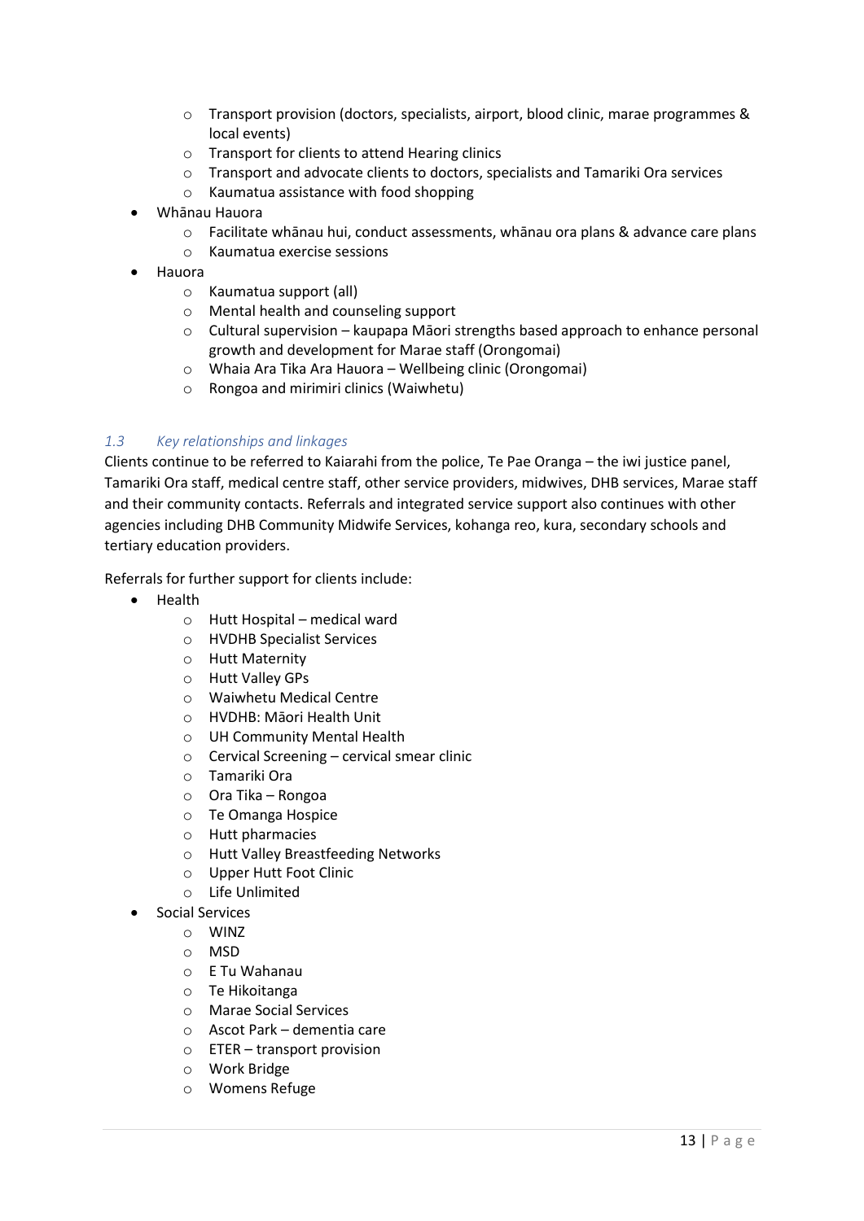- Transport provision (doctors, specialists, airport, blood clinic, marae programmes & local events)
    - Transport for clients to attend Hearing clinics
    - Transport and advocate clients to doctors, specialists and Tamariki Ora services
    - Kaumatua assistance with food shopping
- Whānau Hauora
    - Facilitate whānau hui, conduct assessments, whānau ora plans & advance care plans
    - Kaumatua exercise sessions
- Hauora
    - Kaumatua support (all)
    - Mental health and counseling support
    - Cultural supervision – kaupapa Māori strengths based approach to enhance personal growth and development for Marae staff (Orongomai)
    - Whaia Ara Tika Ara Hauora – Wellbeing clinic (Orongomai)
    - Rongoa and mirimiri clinics (Waiwhetu)

### *1.3 Key relationships and linkages*

Clients continue to be referred to Kaiarahi from the police, Te Pae Oranga – the iwi justice panel, Tamariki Ora staff, medical centre staff, other service providers, midwives, DHB services, Marae staff and their community contacts. Referrals and integrated service support also continues with other agencies including DHB Community Midwife Services, kohanga reo, kura, secondary schools and tertiary education providers.

Referrals for further support for clients include:

- Health
    - Hutt Hospital – medical ward
    - HVDHB Specialist Services
    - Hutt Maternity
    - Hutt Valley GPs
    - Waiwhetu Medical Centre
    - HVDHB: Māori Health Unit
    - UH Community Mental Health
    - Cervical Screening – cervical smear clinic
    - Tamariki Ora
    - Ora Tika – Rongoa
    - Te Omanga Hospice
    - Hutt pharmacies
    - Hutt Valley Breastfeeding Networks
    - Upper Hutt Foot Clinic
    - Life Unlimited
- Social Services
    - WINZ
    - MSD
    - E Tu Wahanau
    - Te Hikoitanga
    - Marae Social Services
    - Ascot Park – dementia care
    - ETER – transport provision
    - Work Bridge
    - Womens Refuge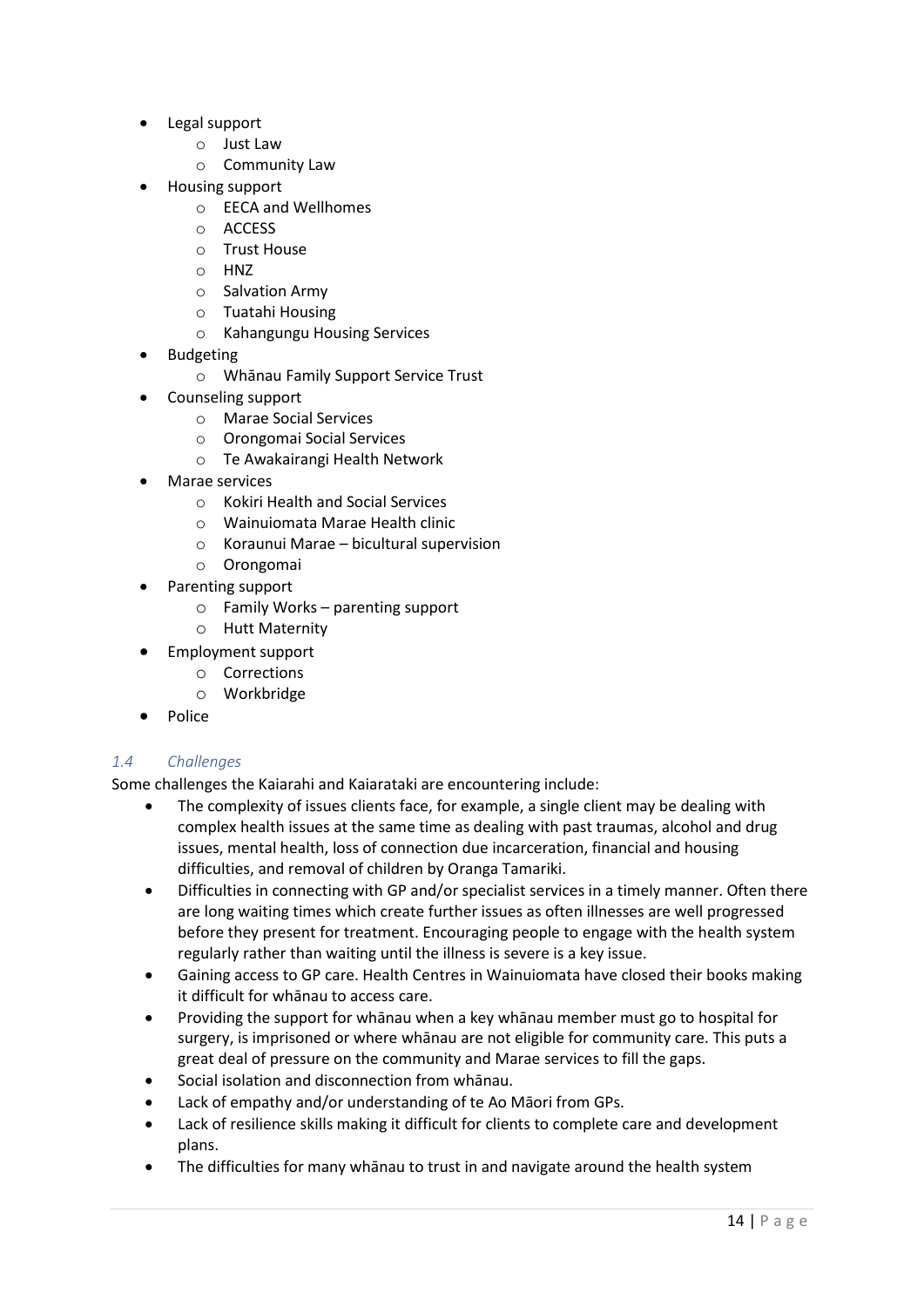- Legal support
  - Just Law
  - Community Law
- Housing support
  - EECA and Wellhomes
  - ACCESS
  - Trust House
  - HNZ
  - Salvation Army
  - Tuatahi Housing
  - Kahangungu Housing Services
- Budgeting
  - Whānau Family Support Service Trust
- Counseling support
  - Marae Social Services
  - Orongomai Social Services
  - Te Awakairangi Health Network
- Marae services
  - Kokiri Health and Social Services
  - Wainuiomata Marae Health clinic
  - Koraunui Marae – bicultural supervision
  - Orongomai
- Parenting support
  - Family Works – parenting support
  - Hutt Maternity
- Employment support
  - Corrections
  - Workbridge
- Police

### *1.4 Challenges*

Some challenges the Kaiarahi and Kaiarataki are encountering include:

- The complexity of issues clients face, for example, a single client may be dealing with complex health issues at the same time as dealing with past traumas, alcohol and drug issues, mental health, loss of connection due incarceration, financial and housing difficulties, and removal of children by Oranga Tamariki.
- Difficulties in connecting with GP and/or specialist services in a timely manner. Often there are long waiting times which create further issues as often illnesses are well progressed before they present for treatment. Encouraging people to engage with the health system regularly rather than waiting until the illness is severe is a key issue.
- Gaining access to GP care. Health Centres in Wainuiomata have closed their books making it difficult for whānau to access care.
- Providing the support for whānau when a key whānau member must go to hospital for surgery, is imprisoned or where whānau are not eligible for community care. This puts a great deal of pressure on the community and Marae services to fill the gaps.
- Social isolation and disconnection from whānau.
- Lack of empathy and/or understanding of te Ao Māori from GPs.
- Lack of resilience skills making it difficult for clients to complete care and development plans.
- The difficulties for many whānau to trust in and navigate around the health system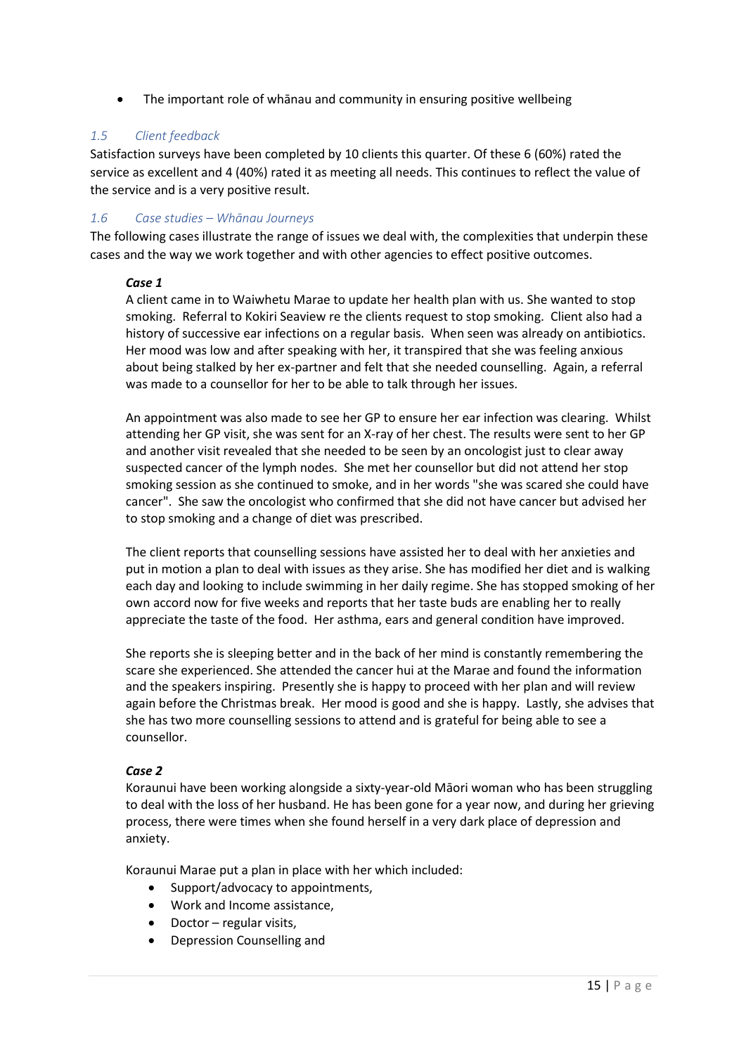- The important role of whānau and community in ensuring positive wellbeing

### *1.5 Client feedback*

Satisfaction surveys have been completed by 10 clients this quarter. Of these 6 (60%) rated the service as excellent and 4 (40%) rated it as meeting all needs. This continues to reflect the value of the service and is a very positive result.

### *1.6 Case studies – Whānau Journeys*

The following cases illustrate the range of issues we deal with, the complexities that underpin these cases and the way we work together and with other agencies to effect positive outcomes.

***Case 1***

A client came in to Waiwhetu Marae to update her health plan with us. She wanted to stop smoking. Referral to Kokiri Seaview re the clients request to stop smoking. Client also had a history of successive ear infections on a regular basis. When seen was already on antibiotics. Her mood was low and after speaking with her, it transpired that she was feeling anxious about being stalked by her ex-partner and felt that she needed counselling. Again, a referral was made to a counsellor for her to be able to talk through her issues.

An appointment was also made to see her GP to ensure her ear infection was clearing. Whilst attending her GP visit, she was sent for an X-ray of her chest. The results were sent to her GP and another visit revealed that she needed to be seen by an oncologist just to clear away suspected cancer of the lymph nodes. She met her counsellor but did not attend her stop smoking session as she continued to smoke, and in her words "she was scared she could have cancer". She saw the oncologist who confirmed that she did not have cancer but advised her to stop smoking and a change of diet was prescribed.

The client reports that counselling sessions have assisted her to deal with her anxieties and put in motion a plan to deal with issues as they arise. She has modified her diet and is walking each day and looking to include swimming in her daily regime. She has stopped smoking of her own accord now for five weeks and reports that her taste buds are enabling her to really appreciate the taste of the food. Her asthma, ears and general condition have improved.

She reports she is sleeping better and in the back of her mind is constantly remembering the scare she experienced. She attended the cancer hui at the Marae and found the information and the speakers inspiring. Presently she is happy to proceed with her plan and will review again before the Christmas break. Her mood is good and she is happy. Lastly, she advises that she has two more counselling sessions to attend and is grateful for being able to see a counsellor.

***Case 2***

Koraunui have been working alongside a sixty-year-old Māori woman who has been struggling to deal with the loss of her husband. He has been gone for a year now, and during her grieving process, there were times when she found herself in a very dark place of depression and anxiety.

Koraunui Marae put a plan in place with her which included:

- Support/advocacy to appointments,
- Work and Income assistance,
- Doctor – regular visits,
- Depression Counselling and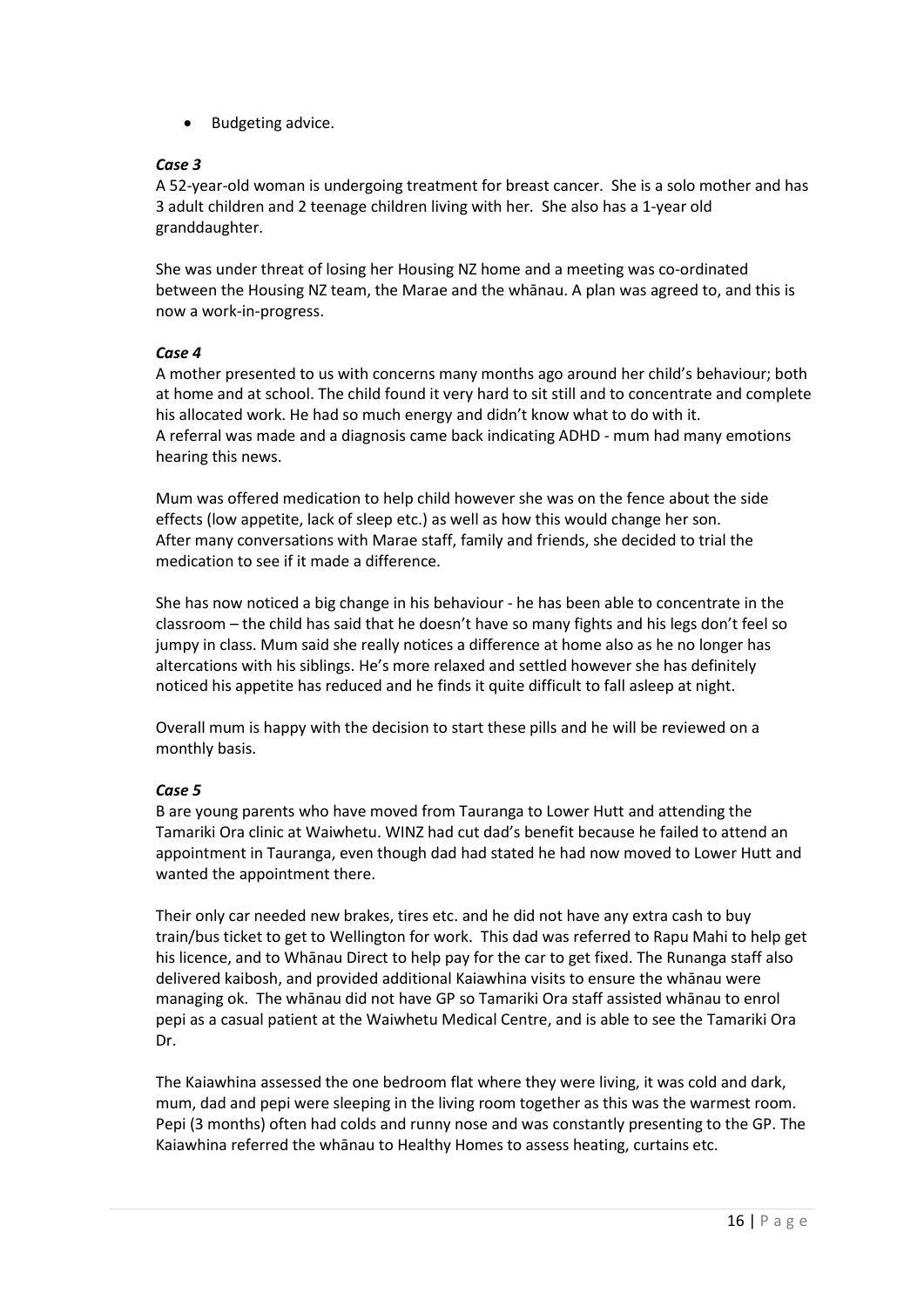- Budgeting advice.

***Case 3***

A 52-year-old woman is undergoing treatment for breast cancer. She is a solo mother and has 3 adult children and 2 teenage children living with her. She also has a 1-year old granddaughter.

She was under threat of losing her Housing NZ home and a meeting was co-ordinated between the Housing NZ team, the Marae and the whānau. A plan was agreed to, and this is now a work-in-progress.

***Case 4***

A mother presented to us with concerns many months ago around her child's behaviour; both at home and at school. The child found it very hard to sit still and to concentrate and complete his allocated work. He had so much energy and didn't know what to do with it.
A referral was made and a diagnosis came back indicating ADHD - mum had many emotions hearing this news.

Mum was offered medication to help child however she was on the fence about the side effects (low appetite, lack of sleep etc.) as well as how this would change her son.
After many conversations with Marae staff, family and friends, she decided to trial the medication to see if it made a difference.

She has now noticed a big change in his behaviour - he has been able to concentrate in the classroom – the child has said that he doesn't have so many fights and his legs don't feel so jumpy in class. Mum said she really notices a difference at home also as he no longer has altercations with his siblings. He's more relaxed and settled however she has definitely noticed his appetite has reduced and he finds it quite difficult to fall asleep at night.

Overall mum is happy with the decision to start these pills and he will be reviewed on a monthly basis.

***Case 5***

B are young parents who have moved from Tauranga to Lower Hutt and attending the Tamariki Ora clinic at Waiwhetu. WINZ had cut dad's benefit because he failed to attend an appointment in Tauranga, even though dad had stated he had now moved to Lower Hutt and wanted the appointment there.

Their only car needed new brakes, tires etc. and he did not have any extra cash to buy train/bus ticket to get to Wellington for work. This dad was referred to Rapu Mahi to help get his licence, and to Whānau Direct to help pay for the car to get fixed. The Runanga staff also delivered kaibosh, and provided additional Kaiawhina visits to ensure the whānau were managing ok. The whānau did not have GP so Tamariki Ora staff assisted whānau to enrol pepi as a casual patient at the Waiwhetu Medical Centre, and is able to see the Tamariki Ora Dr.

The Kaiawhina assessed the one bedroom flat where they were living, it was cold and dark, mum, dad and pepi were sleeping in the living room together as this was the warmest room. Pepi (3 months) often had colds and runny nose and was constantly presenting to the GP. The Kaiawhina referred the whānau to Healthy Homes to assess heating, curtains etc.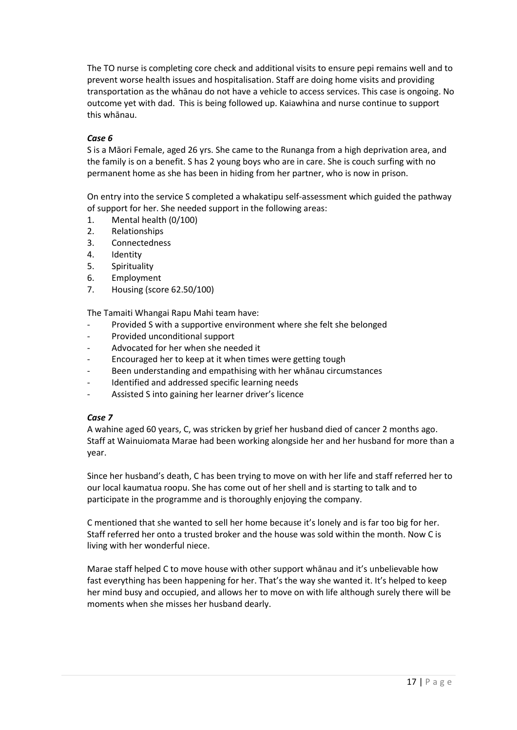The TO nurse is completing core check and additional visits to ensure pepi remains well and to prevent worse health issues and hospitalisation. Staff are doing home visits and providing transportation as the whānau do not have a vehicle to access services. This case is ongoing. No outcome yet with dad. This is being followed up. Kaiawhina and nurse continue to support this whānau.

***Case 6***

S is a Māori Female, aged 26 yrs. She came to the Runanga from a high deprivation area, and the family is on a benefit. S has 2 young boys who are in care. She is couch surfing with no permanent home as she has been in hiding from her partner, who is now in prison.

On entry into the service S completed a whakatipu self-assessment which guided the pathway of support for her. She needed support in the following areas:

1. Mental health (0/100)
2. Relationships
3. Connectedness
4. Identity
5. Spirituality
6. Employment
7. Housing (score 62.50/100)

The Tamaiti Whangai Rapu Mahi team have:

- Provided S with a supportive environment where she felt she belonged
- Provided unconditional support
- Advocated for her when she needed it
- Encouraged her to keep at it when times were getting tough
- Been understanding and empathising with her whānau circumstances
- Identified and addressed specific learning needs
- Assisted S into gaining her learner driver's licence

***Case 7***

A wahine aged 60 years, C, was stricken by grief her husband died of cancer 2 months ago. Staff at Wainuiomata Marae had been working alongside her and her husband for more than a year.

Since her husband's death, C has been trying to move on with her life and staff referred her to our local kaumatua roopu. She has come out of her shell and is starting to talk and to participate in the programme and is thoroughly enjoying the company.

C mentioned that she wanted to sell her home because it's lonely and is far too big for her. Staff referred her onto a trusted broker and the house was sold within the month. Now C is living with her wonderful niece.

Marae staff helped C to move house with other support whānau and it's unbelievable how fast everything has been happening for her. That's the way she wanted it. It's helped to keep her mind busy and occupied, and allows her to move on with life although surely there will be moments when she misses her husband dearly.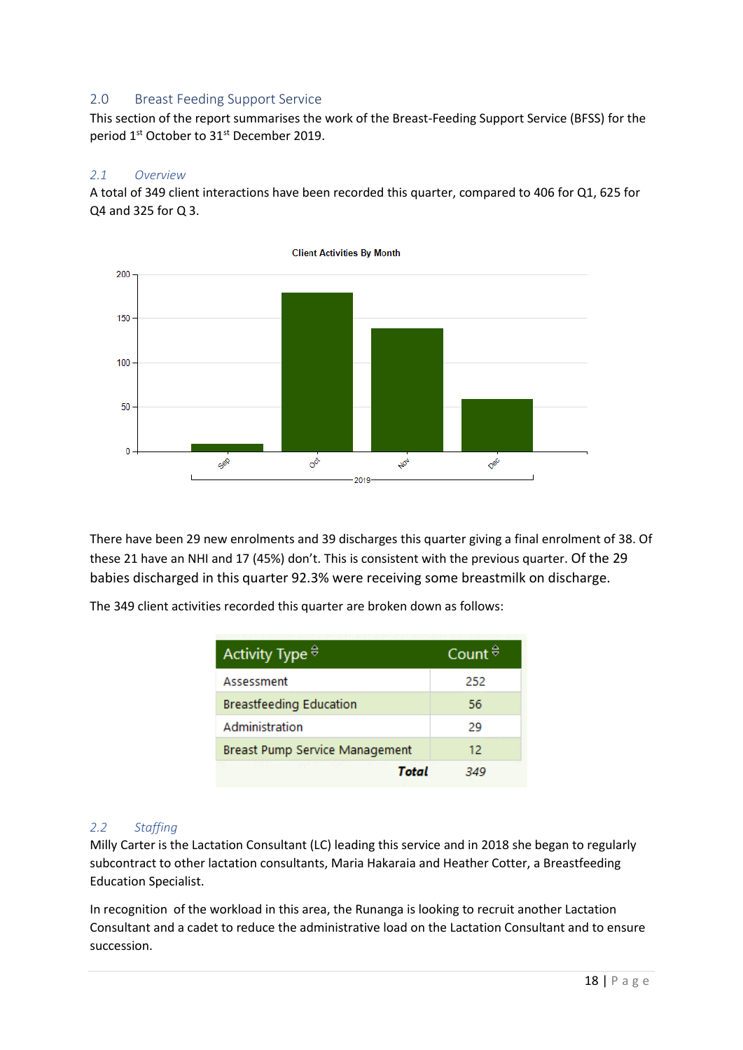## 2.0 Breast Feeding Support Service

This section of the report summarises the work of the Breast-Feeding Support Service (BFSS) for the period 1st October to 31st December 2019.

### 2.1 Overview

A total of 349 client interactions have been recorded this quarter, compared to 406 for Q1, 625 for Q4 and 325 for Q 3.

There have been 29 new enrolments and 39 discharges this quarter giving a final enrolment of 38. Of these 21 have an NHI and 17 (45%) don't. This is consistent with the previous quarter. Of the 29 babies discharged in this quarter 92.3% were receiving some breastmilk on discharge.

The 349 client activities recorded this quarter are broken down as follows:

| Activity Type | Count |
|---|---|
| Assessment | 252 |
| Breastfeeding Education | 56 |
| Administration | 29 |
| Breast Pump Service Management | 12 |
| ***Total*** | *349* |

### 2.2 Staffing

Milly Carter is the Lactation Consultant (LC) leading this service and in 2018 she began to regularly subcontract to other lactation consultants, Maria Hakaraia and Heather Cotter, a Breastfeeding Education Specialist.

In recognition of the workload in this area, the Runanga is looking to recruit another Lactation Consultant and a cadet to reduce the administrative load on the Lactation Consultant and to ensure succession.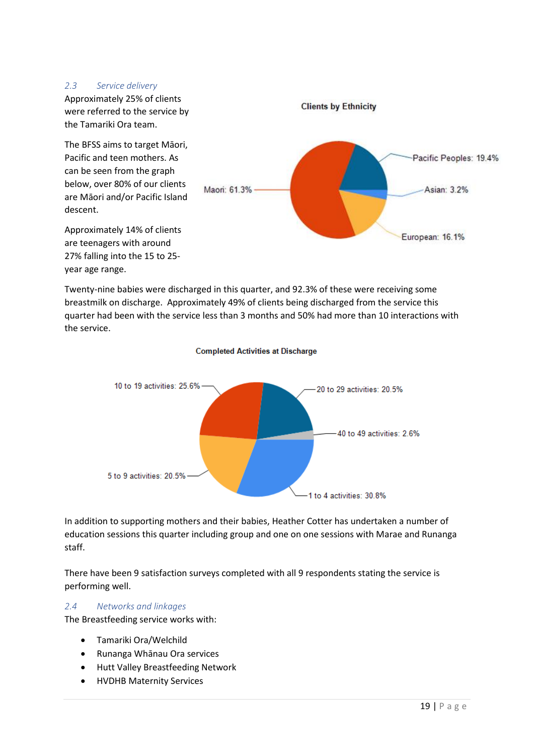### 2.3 Service delivery

Approximately 25% of clients were referred to the service by the Tamariki Ora team.

The BFSS aims to target Māori, Pacific and teen mothers. As can be seen from the graph below, over 80% of our clients are Māori and/or Pacific Island descent.

Approximately 14% of clients are teenagers with around 27% falling into the 15 to 25-year age range.

**Clients by Ethnicity**

| Ethnicity | Percentage |
|---|---|
| Maori | 61.3% |
| Pacific Peoples | 19.4% |
| Asian | 3.2% |
| European | 16.1% |

Twenty-nine babies were discharged in this quarter, and 92.3% of these were receiving some breastmilk on discharge. Approximately 49% of clients being discharged from the service this quarter had been with the service less than 3 months and 50% had more than 10 interactions with the service.

**Completed Activities at Discharge**

| Activities | Percentage |
|---|---|
| 1 to 4 activities | 30.8% |
| 5 to 9 activities | 20.5% |
| 10 to 19 activities | 25.6% |
| 20 to 29 activities | 20.5% |
| 40 to 49 activities | 2.6% |

In addition to supporting mothers and their babies, Heather Cotter has undertaken a number of education sessions this quarter including group and one on one sessions with Marae and Runanga staff.

There have been 9 satisfaction surveys completed with all 9 respondents stating the service is performing well.

### 2.4 Networks and linkages

The Breastfeeding service works with:

- Tamariki Ora/Welchild
- Runanga Whānau Ora services
- Hutt Valley Breastfeeding Network
- HVDHB Maternity Services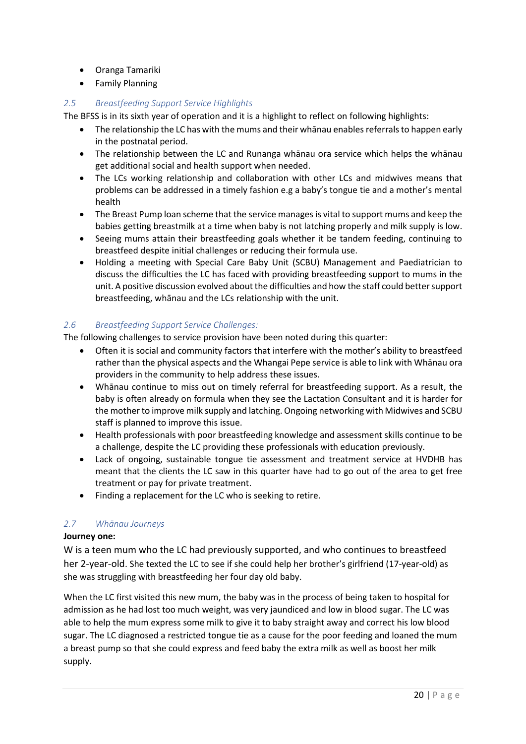- Oranga Tamariki
- Family Planning

### *2.5 Breastfeeding Support Service Highlights*

The BFSS is in its sixth year of operation and it is a highlight to reflect on following highlights:

- The relationship the LC has with the mums and their whānau enables referrals to happen early in the postnatal period.
- The relationship between the LC and Runanga whānau ora service which helps the whānau get additional social and health support when needed.
- The LCs working relationship and collaboration with other LCs and midwives means that problems can be addressed in a timely fashion e.g a baby's tongue tie and a mother's mental health
- The Breast Pump loan scheme that the service manages is vital to support mums and keep the babies getting breastmilk at a time when baby is not latching properly and milk supply is low.
- Seeing mums attain their breastfeeding goals whether it be tandem feeding, continuing to breastfeed despite initial challenges or reducing their formula use.
- Holding a meeting with Special Care Baby Unit (SCBU) Management and Paediatrician to discuss the difficulties the LC has faced with providing breastfeeding support to mums in the unit. A positive discussion evolved about the difficulties and how the staff could better support breastfeeding, whānau and the LCs relationship with the unit.

### *2.6 Breastfeeding Support Service Challenges:*

The following challenges to service provision have been noted during this quarter:

- Often it is social and community factors that interfere with the mother's ability to breastfeed rather than the physical aspects and the Whangai Pepe service is able to link with Whānau ora providers in the community to help address these issues.
- Whānau continue to miss out on timely referral for breastfeeding support. As a result, the baby is often already on formula when they see the Lactation Consultant and it is harder for the mother to improve milk supply and latching. Ongoing networking with Midwives and SCBU staff is planned to improve this issue.
- Health professionals with poor breastfeeding knowledge and assessment skills continue to be a challenge, despite the LC providing these professionals with education previously.
- Lack of ongoing, sustainable tongue tie assessment and treatment service at HVDHB has meant that the clients the LC saw in this quarter have had to go out of the area to get free treatment or pay for private treatment.
- Finding a replacement for the LC who is seeking to retire.

### *2.7 Whānau Journeys*

**Journey one:**

W is a teen mum who the LC had previously supported, and who continues to breastfeed her 2-year-old. She texted the LC to see if she could help her brother's girlfriend (17-year-old) as she was struggling with breastfeeding her four day old baby.

When the LC first visited this new mum, the baby was in the process of being taken to hospital for admission as he had lost too much weight, was very jaundiced and low in blood sugar. The LC was able to help the mum express some milk to give it to baby straight away and correct his low blood sugar. The LC diagnosed a restricted tongue tie as a cause for the poor feeding and loaned the mum a breast pump so that she could express and feed baby the extra milk as well as boost her milk supply.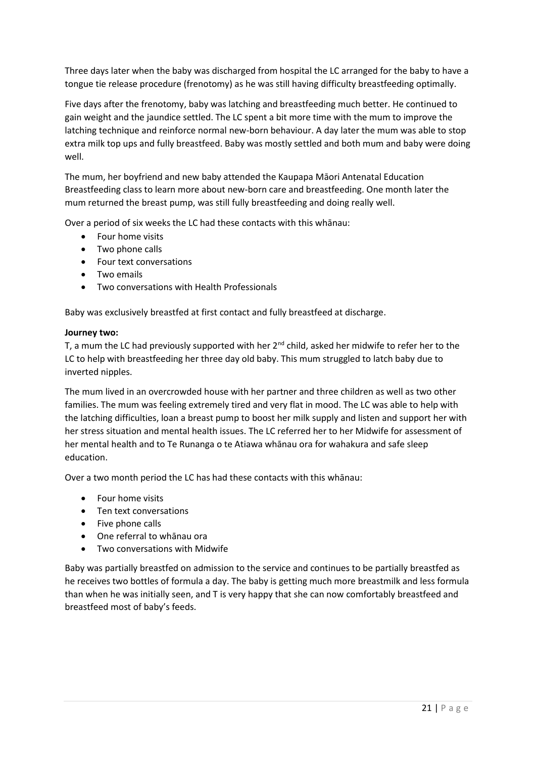Three days later when the baby was discharged from hospital the LC arranged for the baby to have a tongue tie release procedure (frenotomy) as he was still having difficulty breastfeeding optimally.

Five days after the frenotomy, baby was latching and breastfeeding much better. He continued to gain weight and the jaundice settled. The LC spent a bit more time with the mum to improve the latching technique and reinforce normal new-born behaviour. A day later the mum was able to stop extra milk top ups and fully breastfeed. Baby was mostly settled and both mum and baby were doing well.

The mum, her boyfriend and new baby attended the Kaupapa Māori Antenatal Education Breastfeeding class to learn more about new-born care and breastfeeding. One month later the mum returned the breast pump, was still fully breastfeeding and doing really well.

Over a period of six weeks the LC had these contacts with this whānau:

- Four home visits
- Two phone calls
- Four text conversations
- Two emails
- Two conversations with Health Professionals

Baby was exclusively breastfed at first contact and fully breastfeed at discharge.

**Journey two:**

T, a mum the LC had previously supported with her 2nd child, asked her midwife to refer her to the LC to help with breastfeeding her three day old baby. This mum struggled to latch baby due to inverted nipples.

The mum lived in an overcrowded house with her partner and three children as well as two other families. The mum was feeling extremely tired and very flat in mood. The LC was able to help with the latching difficulties, loan a breast pump to boost her milk supply and listen and support her with her stress situation and mental health issues. The LC referred her to her Midwife for assessment of her mental health and to Te Runanga o te Atiawa whānau ora for wahakura and safe sleep education.

Over a two month period the LC has had these contacts with this whānau:

- Four home visits
- Ten text conversations
- Five phone calls
- One referral to whānau ora
- Two conversations with Midwife

Baby was partially breastfed on admission to the service and continues to be partially breastfed as he receives two bottles of formula a day. The baby is getting much more breastmilk and less formula than when he was initially seen, and T is very happy that she can now comfortably breastfeed and breastfeed most of baby's feeds.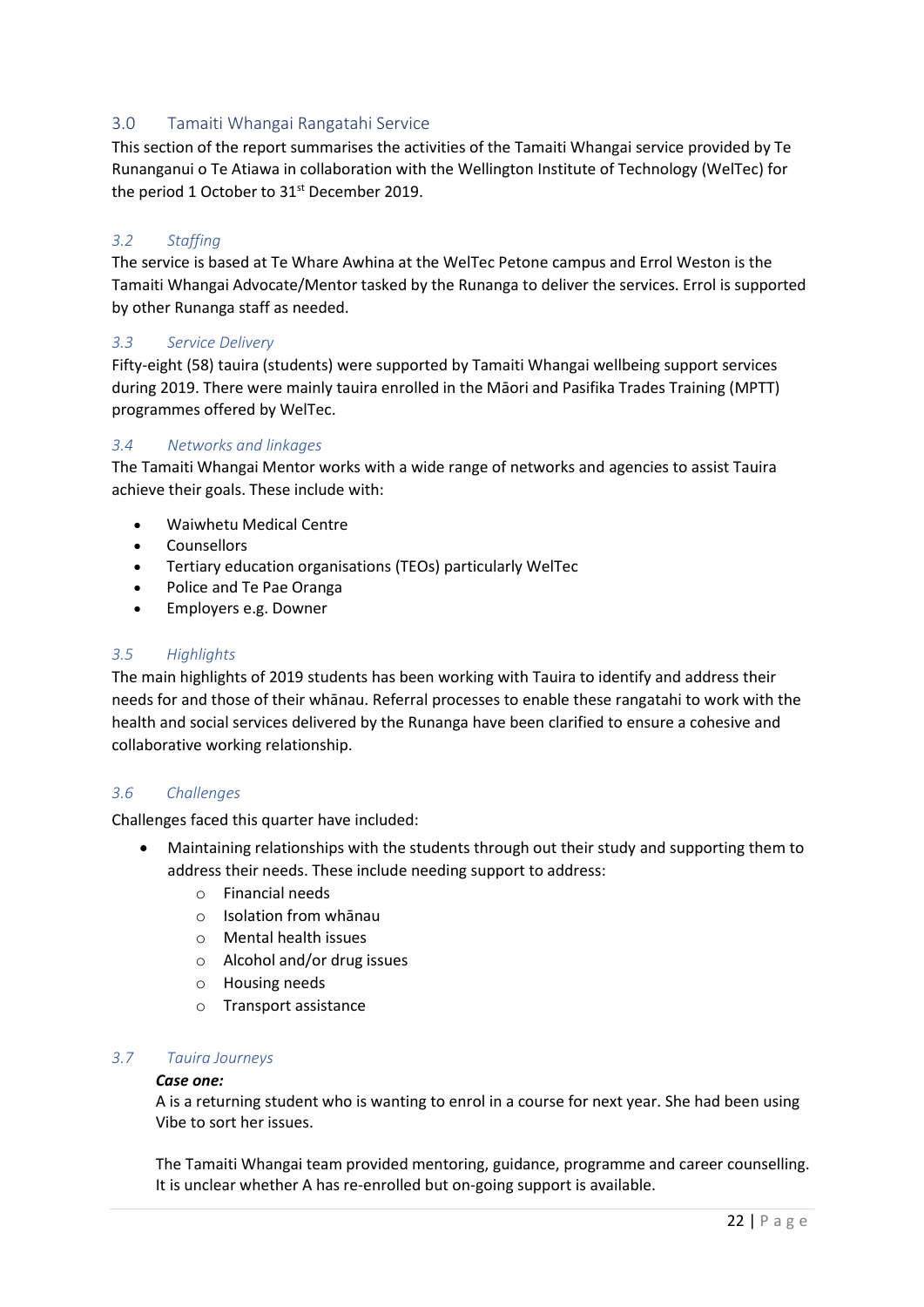## 3.0 Tamaiti Whangai Rangatahi Service

This section of the report summarises the activities of the Tamaiti Whangai service provided by Te Runanganui o Te Atiawa in collaboration with the Wellington Institute of Technology (WelTec) for the period 1 October to 31st December 2019.

### *3.2 Staffing*

The service is based at Te Whare Awhina at the WelTec Petone campus and Errol Weston is the Tamaiti Whangai Advocate/Mentor tasked by the Runanga to deliver the services. Errol is supported by other Runanga staff as needed.

### *3.3 Service Delivery*

Fifty-eight (58) tauira (students) were supported by Tamaiti Whangai wellbeing support services during 2019. There were mainly tauira enrolled in the Māori and Pasifika Trades Training (MPTT) programmes offered by WelTec.

### *3.4 Networks and linkages*

The Tamaiti Whangai Mentor works with a wide range of networks and agencies to assist Tauira achieve their goals. These include with:

- Waiwhetu Medical Centre
- Counsellors
- Tertiary education organisations (TEOs) particularly WelTec
- Police and Te Pae Oranga
- Employers e.g. Downer

### *3.5 Highlights*

The main highlights of 2019 students has been working with Tauira to identify and address their needs for and those of their whānau. Referral processes to enable these rangatahi to work with the health and social services delivered by the Runanga have been clarified to ensure a cohesive and collaborative working relationship.

### *3.6 Challenges*

Challenges faced this quarter have included:

- Maintaining relationships with the students through out their study and supporting them to address their needs. These include needing support to address:
    - Financial needs
    - Isolation from whānau
    - Mental health issues
    - Alcohol and/or drug issues
    - Housing needs
    - Transport assistance

### *3.7 Tauira Journeys*

***Case one:***

A is a returning student who is wanting to enrol in a course for next year. She had been using Vibe to sort her issues.

The Tamaiti Whangai team provided mentoring, guidance, programme and career counselling. It is unclear whether A has re-enrolled but on-going support is available.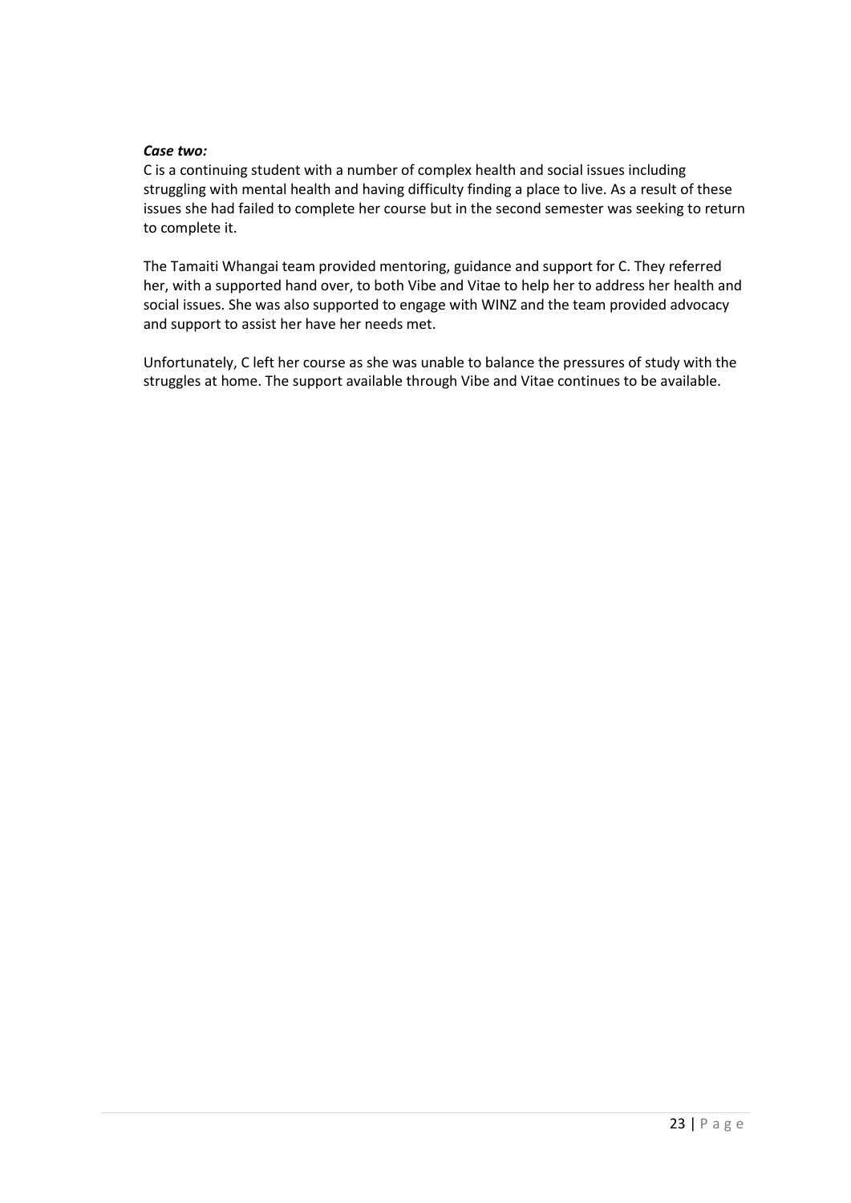***Case two:***

C is a continuing student with a number of complex health and social issues including struggling with mental health and having difficulty finding a place to live. As a result of these issues she had failed to complete her course but in the second semester was seeking to return to complete it.

The Tamaiti Whangai team provided mentoring, guidance and support for C. They referred her, with a supported hand over, to both Vibe and Vitae to help her to address her health and social issues. She was also supported to engage with WINZ and the team provided advocacy and support to assist her have her needs met.

Unfortunately, C left her course as she was unable to balance the pressures of study with the struggles at home. The support available through Vibe and Vitae continues to be available.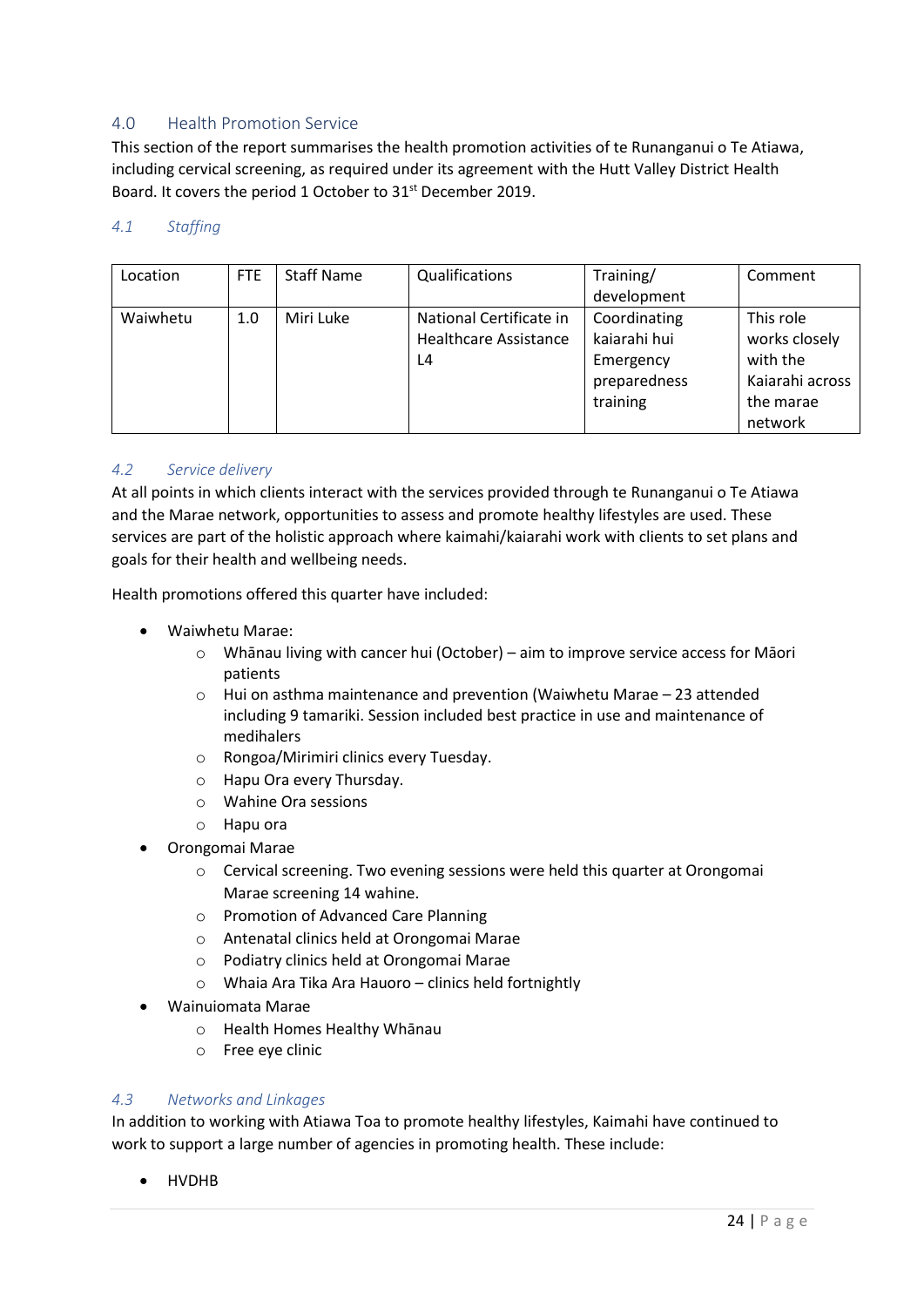## 4.0 Health Promotion Service

This section of the report summarises the health promotion activities of te Runanganui o Te Atiawa, including cervical screening, as required under its agreement with the Hutt Valley District Health Board. It covers the period 1 October to 31st December 2019.

### *4.1 Staffing*

| Location | FTE | Staff Name | Qualifications | Training/ development | Comment |
|---|---|---|---|---|---|
| Waiwhetu | 1.0 | Miri Luke | National Certificate in Healthcare Assistance L4 | Coordinating kaiarahi hui Emergency preparedness training | This role works closely with the Kaiarahi across the marae network |

### *4.2 Service delivery*

At all points in which clients interact with the services provided through te Runanganui o Te Atiawa and the Marae network, opportunities to assess and promote healthy lifestyles are used. These services are part of the holistic approach where kaimahi/kaiarahi work with clients to set plans and goals for their health and wellbeing needs.

Health promotions offered this quarter have included:

- Waiwhetu Marae:
  - Whānau living with cancer hui (October) – aim to improve service access for Māori patients
  - Hui on asthma maintenance and prevention (Waiwhetu Marae – 23 attended including 9 tamariki. Session included best practice in use and maintenance of medihalers
  - Rongoa/Mirimiri clinics every Tuesday.
  - Hapu Ora every Thursday.
  - Wahine Ora sessions
  - Hapu ora
- Orongomai Marae
  - Cervical screening. Two evening sessions were held this quarter at Orongomai Marae screening 14 wahine.
  - Promotion of Advanced Care Planning
  - Antenatal clinics held at Orongomai Marae
  - Podiatry clinics held at Orongomai Marae
  - Whaia Ara Tika Ara Hauoro – clinics held fortnightly
- Wainuiomata Marae
  - Health Homes Healthy Whānau
  - Free eye clinic

### *4.3 Networks and Linkages*

In addition to working with Atiawa Toa to promote healthy lifestyles, Kaimahi have continued to work to support a large number of agencies in promoting health. These include:

- HVDHB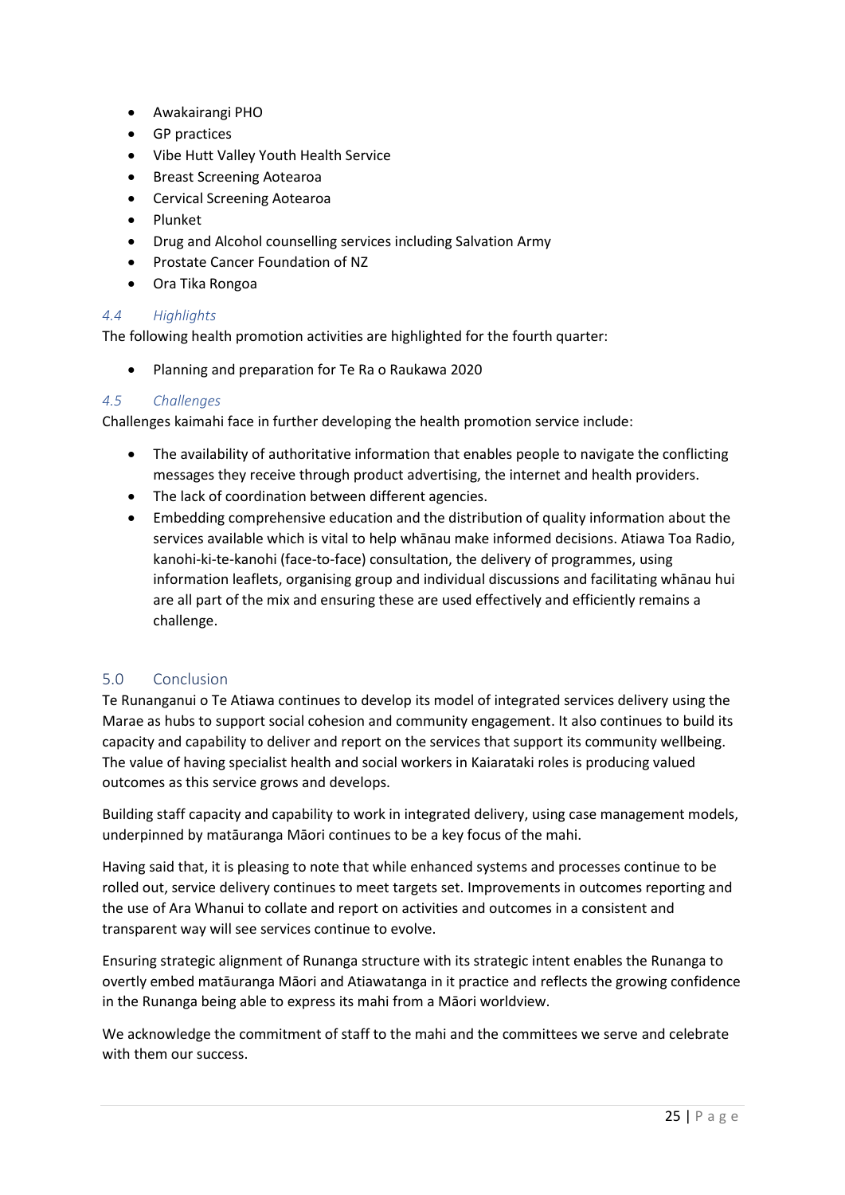- Awakairangi PHO
- GP practices
- Vibe Hutt Valley Youth Health Service
- Breast Screening Aotearoa
- Cervical Screening Aotearoa
- Plunket
- Drug and Alcohol counselling services including Salvation Army
- Prostate Cancer Foundation of NZ
- Ora Tika Rongoa

### *4.4 Highlights*

The following health promotion activities are highlighted for the fourth quarter:

- Planning and preparation for Te Ra o Raukawa 2020

### *4.5 Challenges*

Challenges kaimahi face in further developing the health promotion service include:

- The availability of authoritative information that enables people to navigate the conflicting messages they receive through product advertising, the internet and health providers.
- The lack of coordination between different agencies.
- Embedding comprehensive education and the distribution of quality information about the services available which is vital to help whānau make informed decisions. Atiawa Toa Radio, kanohi-ki-te-kanohi (face-to-face) consultation, the delivery of programmes, using information leaflets, organising group and individual discussions and facilitating whānau hui are all part of the mix and ensuring these are used effectively and efficiently remains a challenge.

## 5.0 Conclusion

Te Runanganui o Te Atiawa continues to develop its model of integrated services delivery using the Marae as hubs to support social cohesion and community engagement. It also continues to build its capacity and capability to deliver and report on the services that support its community wellbeing. The value of having specialist health and social workers in Kaiarataki roles is producing valued outcomes as this service grows and develops.

Building staff capacity and capability to work in integrated delivery, using case management models, underpinned by matāuranga Māori continues to be a key focus of the mahi.

Having said that, it is pleasing to note that while enhanced systems and processes continue to be rolled out, service delivery continues to meet targets set. Improvements in outcomes reporting and the use of Ara Whanui to collate and report on activities and outcomes in a consistent and transparent way will see services continue to evolve.

Ensuring strategic alignment of Runanga structure with its strategic intent enables the Runanga to overtly embed matāuranga Māori and Atiawatanga in it practice and reflects the growing confidence in the Runanga being able to express its mahi from a Māori worldview.

We acknowledge the commitment of staff to the mahi and the committees we serve and celebrate with them our success.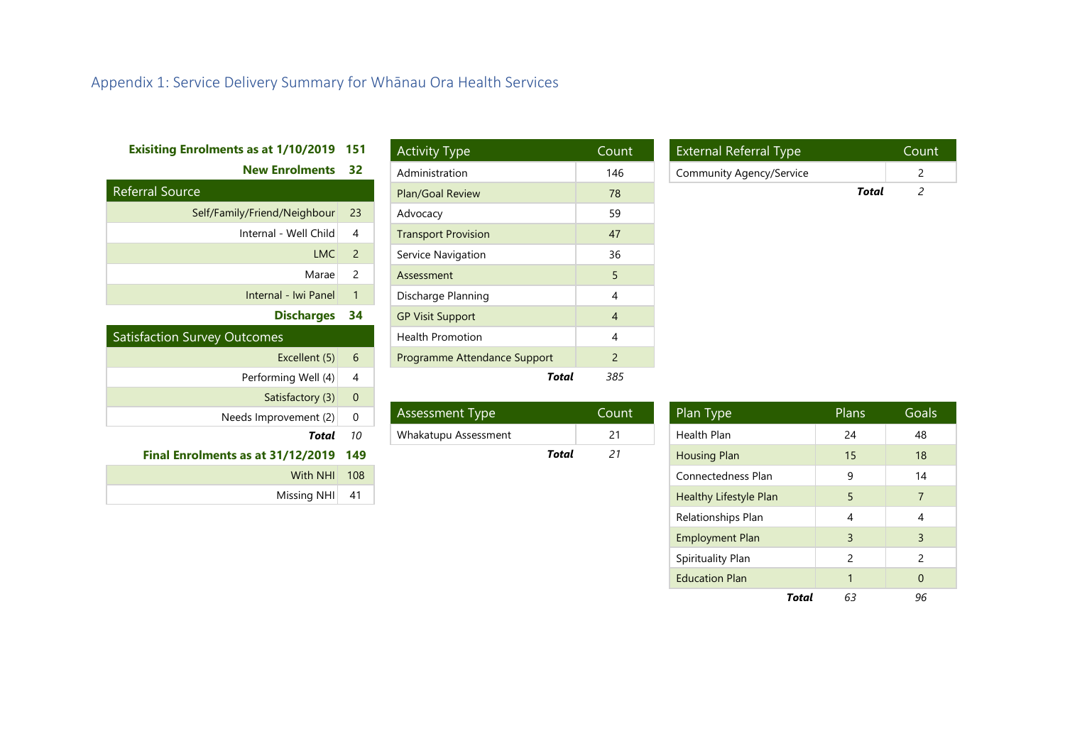## Appendix 1: Service Delivery Summary for Whānau Ora Health Services

**Exisiting Enrolments as at 1/10/2019** **151**

**New Enrolments** **32**

| Referral Source | |
|---|---|
| Self/Family/Friend/Neighbour | 23 |
| Internal - Well Child | 4 |
| LMC | 2 |
| Marae | 2 |
| Internal - Iwi Panel | 1 |

**Discharges** **34**

| Satisfaction Survey Outcomes | |
|---|---|
| Excellent (5) | 6 |
| Performing Well (4) | 4 |
| Satisfactory (3) | 0 |
| Needs Improvement (2) | 0 |
| ***Total*** | *10* |

**Final Enrolments as at 31/12/2019** **149**

| | |
|---|---|
| With NHI | 108 |
| Missing NHI | 41 |

| Activity Type | Count |
|---|---|
| Administration | 146 |
| Plan/Goal Review | 78 |
| Advocacy | 59 |
| Transport Provision | 47 |
| Service Navigation | 36 |
| Assessment | 5 |
| Discharge Planning | 4 |
| GP Visit Support | 4 |
| Health Promotion | 4 |
| Programme Attendance Support | 2 |
| ***Total*** | *385* |

| Assessment Type | Count |
|---|---|
| Whakatupu Assessment | 21 |
| ***Total*** | *21* |

| External Referral Type | Count |
|---|---|
| Community Agency/Service | 2 |
| ***Total*** | *2* |

| Plan Type | Plans | Goals |
|---|---|---|
| Health Plan | 24 | 48 |
| Housing Plan | 15 | 18 |
| Connectedness Plan | 9 | 14 |
| Healthy Lifestyle Plan | 5 | 7 |
| Relationships Plan | 4 | 4 |
| Employment Plan | 3 | 3 |
| Spirituality Plan | 2 | 2 |
| Education Plan | 1 | 0 |
| ***Total*** | *63* | *96* |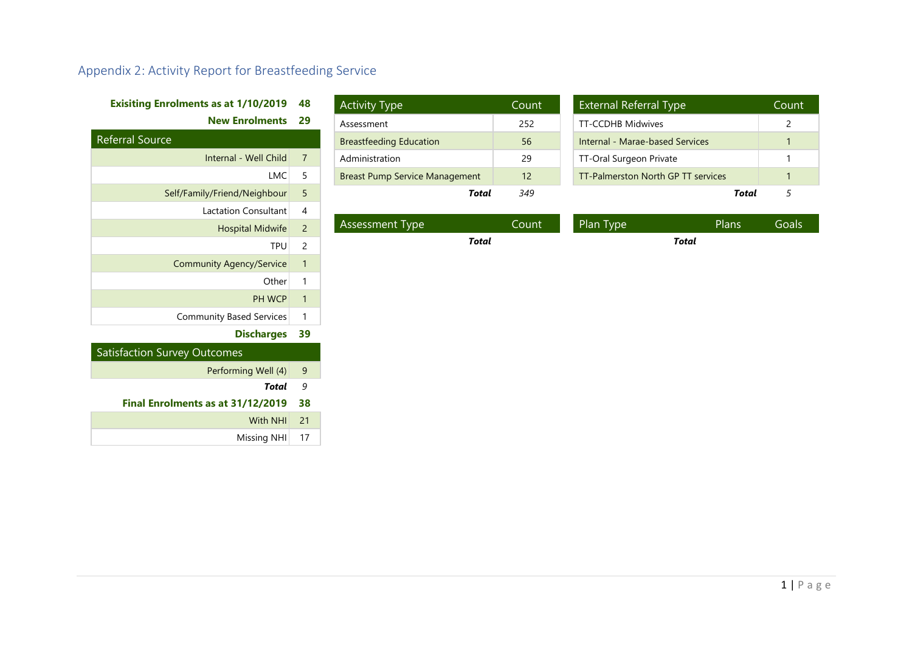## Appendix 2: Activity Report for Breastfeeding Service

**Exisiting Enrolments as at 1/10/2019** **48**

**New Enrolments** **29**

| Referral Source | |
|---|---|
| Internal - Well Child | 7 |
| LMC | 5 |
| Self/Family/Friend/Neighbour | 5 |
| Lactation Consultant | 4 |
| Hospital Midwife | 2 |
| TPU | 2 |
| Community Agency/Service | 1 |
| Other | 1 |
| PH WCP | 1 |
| Community Based Services | 1 |

**Discharges** **39**

| Satisfaction Survey Outcomes | |
|---|---|
| Performing Well (4) | 9 |
| ***Total*** | *9* |

**Final Enrolments as at 31/12/2019** **38**

| | |
|---|---|
| With NHI | 21 |
| Missing NHI | 17 |

| Activity Type | Count |
|---|---|
| Assessment | 252 |
| Breastfeeding Education | 56 |
| Administration | 29 |
| Breast Pump Service Management | 12 |
| ***Total*** | *349* |

| External Referral Type | Count |
|---|---|
| TT-CCDHB Midwives | 2 |
| Internal - Marae-based Services | 1 |
| TT-Oral Surgeon Private | 1 |
| TT-Palmerston North GP TT services | 1 |
| ***Total*** | *5* |

| Assessment Type | Count |
|---|---|
| ***Total*** | |

| Plan Type | Plans | Goals |
|---|---|---|
| ***Total*** | | |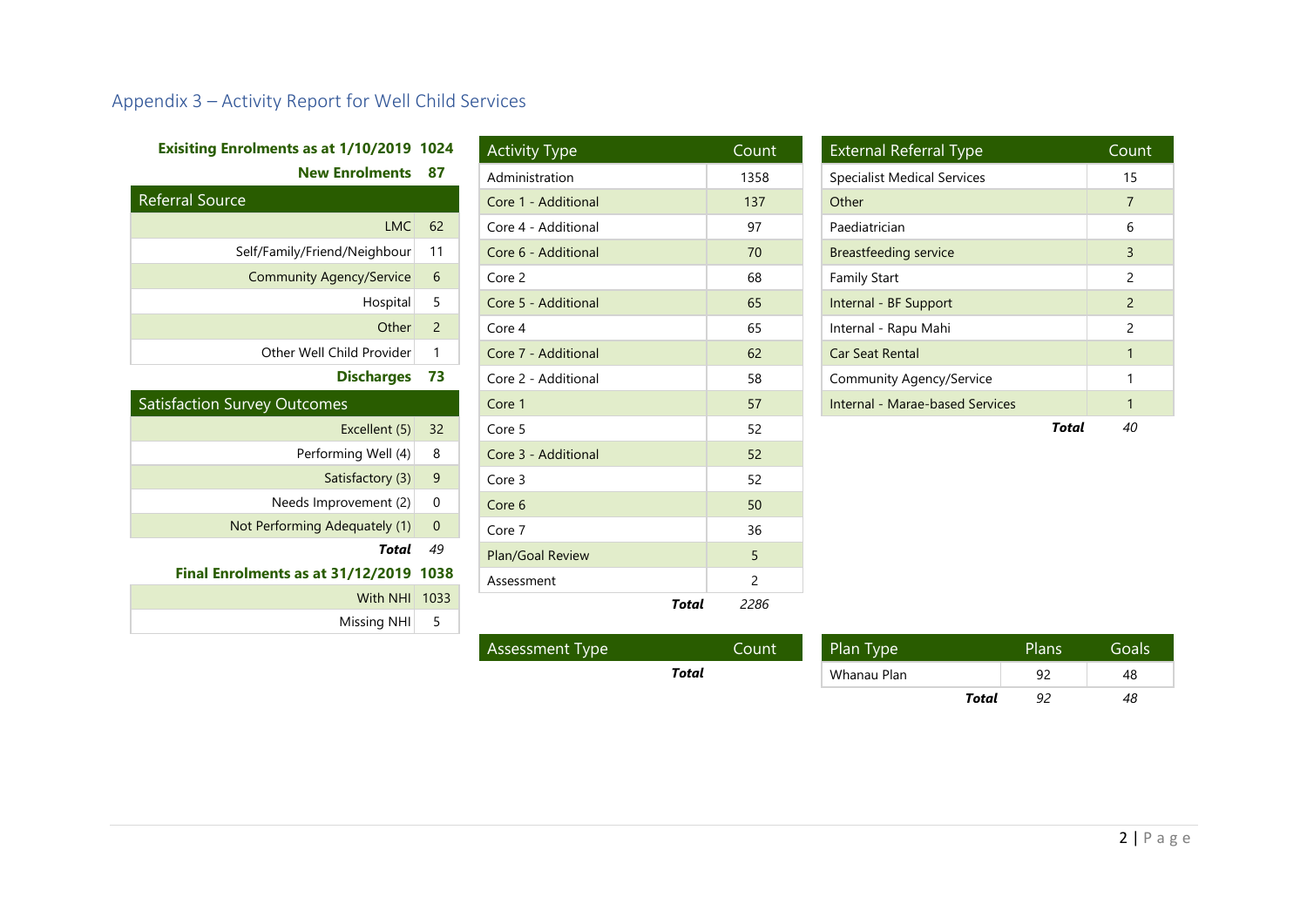## Appendix 3 – Activity Report for Well Child Services

**Exisiting Enrolments as at 1/10/2019** **1024**

**New Enrolments** **87**

| Referral Source | |
|---|---|
| LMC | 62 |
| Self/Family/Friend/Neighbour | 11 |
| Community Agency/Service | 6 |
| Hospital | 5 |
| Other | 2 |
| Other Well Child Provider | 1 |

**Discharges** **73**

| Satisfaction Survey Outcomes | |
|---|---|
| Excellent (5) | 32 |
| Performing Well (4) | 8 |
| Satisfactory (3) | 9 |
| Needs Improvement (2) | 0 |
| Not Performing Adequately (1) | 0 |
| ***Total*** | *49* |

**Final Enrolments as at 31/12/2019** **1038**

| | |
|---|---|
| With NHI | 1033 |
| Missing NHI | 5 |

| Activity Type | Count |
|---|---|
| Administration | 1358 |
| Core 1 - Additional | 137 |
| Core 4 - Additional | 97 |
| Core 6 - Additional | 70 |
| Core 2 | 68 |
| Core 5 - Additional | 65 |
| Core 4 | 65 |
| Core 7 - Additional | 62 |
| Core 2 - Additional | 58 |
| Core 1 | 57 |
| Core 5 | 52 |
| Core 3 - Additional | 52 |
| Core 3 | 52 |
| Core 6 | 50 |
| Core 7 | 36 |
| Plan/Goal Review | 5 |
| Assessment | 2 |
| ***Total*** | *2286* |

| External Referral Type | Count |
|---|---|
| Specialist Medical Services | 15 |
| Other | 7 |
| Paediatrician | 6 |
| Breastfeeding service | 3 |
| Family Start | 2 |
| Internal - BF Support | 2 |
| Internal - Rapu Mahi | 2 |
| Car Seat Rental | 1 |
| Community Agency/Service | 1 |
| Internal - Marae-based Services | 1 |
| ***Total*** | *40* |

| Assessment Type | Count |
|---|---|
| ***Total*** | |

| Plan Type | Plans | Goals |
|---|---|---|
| Whanau Plan | 92 | 48 |
| ***Total*** | *92* | *48* |